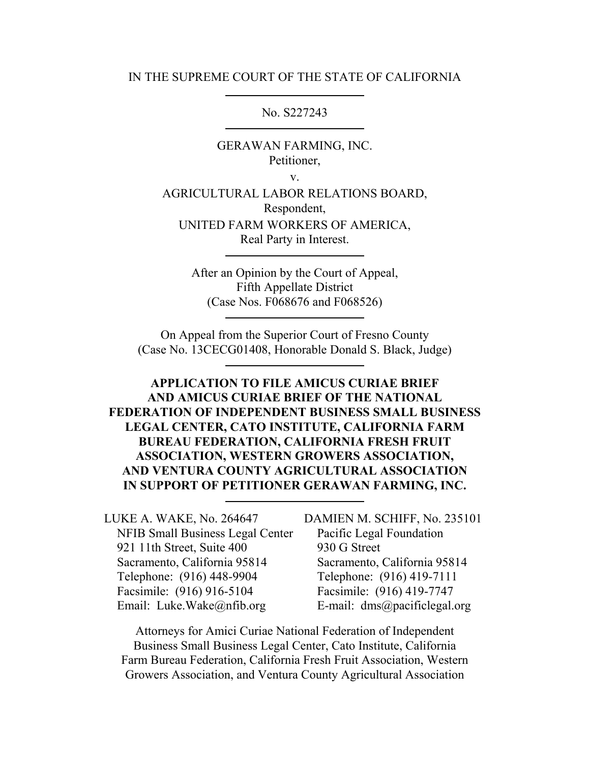IN THE SUPREME COURT OF THE STATE OF CALIFORNIA

No. S227243

GERAWAN FARMING, INC.
Petitioner,

v.

AGRICULTURAL LABOR RELATIONS BOARD,
Respondent,

UNITED FARM WORKERS OF AMERICA,
Real Party in Interest.

After an Opinion by the Court of Appeal,
Fifth Appellate District
(Case Nos. F068676 and F068526)

On Appeal from the Superior Court of Fresno County
(Case No. 13CECG01408, Honorable Donald S. Black, Judge)

**APPLICATION TO FILE AMICUS CURIAE BRIEF AND AMICUS CURIAE BRIEF OF THE NATIONAL FEDERATION OF INDEPENDENT BUSINESS SMALL BUSINESS LEGAL CENTER, CATO INSTITUTE, CALIFORNIA FARM BUREAU FEDERATION, CALIFORNIA FRESH FRUIT ASSOCIATION, WESTERN GROWERS ASSOCIATION, AND VENTURA COUNTY AGRICULTURAL ASSOCIATION IN SUPPORT OF PETITIONER GERAWAN FARMING, INC.**

LUKE A. WAKE, No. 264647
NFIB Small Business Legal Center
921 11th Street, Suite 400
Sacramento, California 95814
Telephone: (916) 448-9904
Facsimile: (916) 916-5104
Email: Luke.Wake@nfib.org

DAMIEN M. SCHIFF, No. 235101
Pacific Legal Foundation
930 G Street
Sacramento, California 95814
Telephone: (916) 419-7111
Facsimile: (916) 419-7747
E-mail: dms@pacificlegal.org

Attorneys for Amici Curiae National Federation of Independent Business Small Business Legal Center, Cato Institute, California Farm Bureau Federation, California Fresh Fruit Association, Western Growers Association, and Ventura County Agricultural Association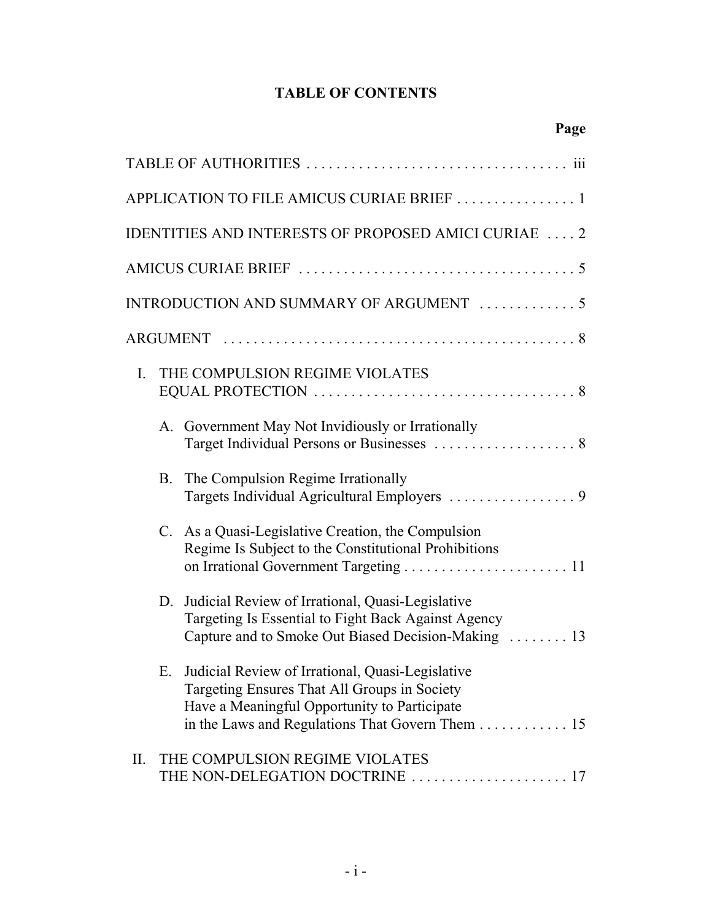# TABLE OF CONTENTS

| | Page |
|---|---|
| TABLE OF AUTHORITIES | iii |
| APPLICATION TO FILE AMICUS CURIAE BRIEF | 1 |
| IDENTITIES AND INTERESTS OF PROPOSED AMICI CURIAE | 2 |
| AMICUS CURIAE BRIEF | 5 |
| INTRODUCTION AND SUMMARY OF ARGUMENT | 5 |
| ARGUMENT | 8 |
| I. THE COMPULSION REGIME VIOLATES EQUAL PROTECTION | 8 |
| A. Government May Not Invidiously or Irrationally Target Individual Persons or Businesses | 8 |
| B. The Compulsion Regime Irrationally Targets Individual Agricultural Employers | 9 |
| C. As a Quasi-Legislative Creation, the Compulsion Regime Is Subject to the Constitutional Prohibitions on Irrational Government Targeting | 11 |
| D. Judicial Review of Irrational, Quasi-Legislative Targeting Is Essential to Fight Back Against Agency Capture and to Smoke Out Biased Decision-Making | 13 |
| E. Judicial Review of Irrational, Quasi-Legislative Targeting Ensures That All Groups in Society Have a Meaningful Opportunity to Participate in the Laws and Regulations That Govern Them | 15 |
| II. THE COMPULSION REGIME VIOLATES THE NON-DELEGATION DOCTRINE | 17 |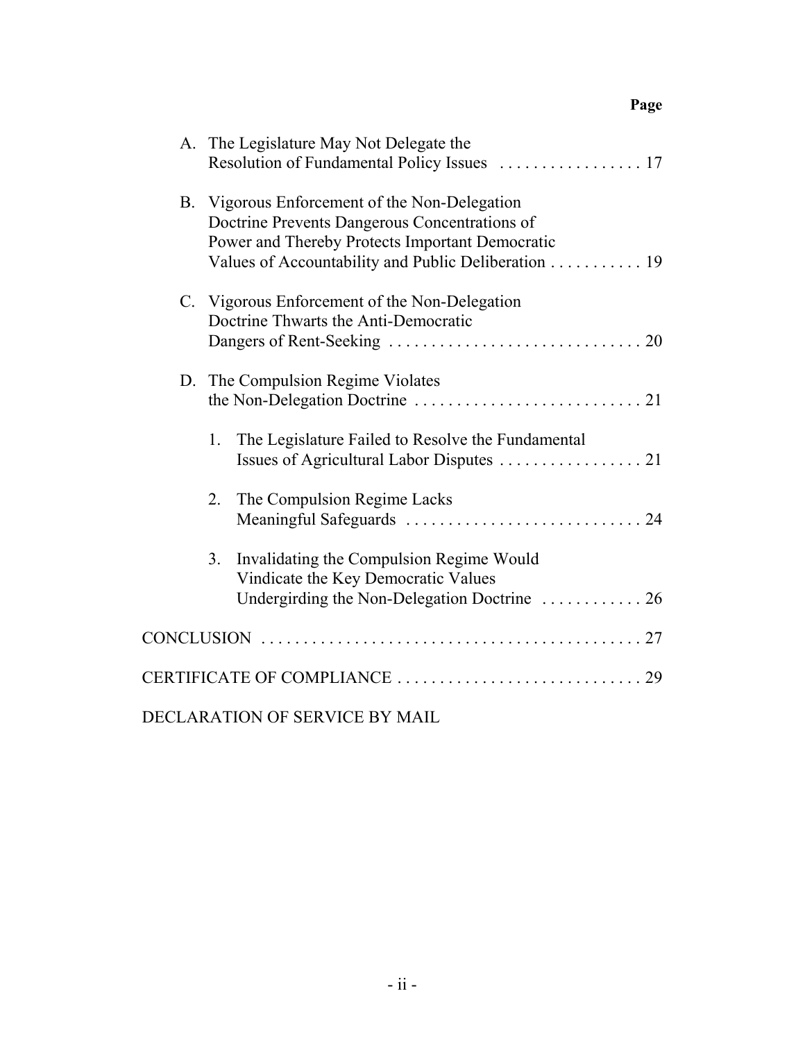**Page**

A. The Legislature May Not Delegate the Resolution of Fundamental Policy Issues . . . . . . . . . . . . . . . . . 17

B. Vigorous Enforcement of the Non-Delegation Doctrine Prevents Dangerous Concentrations of Power and Thereby Protects Important Democratic Values of Accountability and Public Deliberation . . . . . . . . . . . 19

C. Vigorous Enforcement of the Non-Delegation Doctrine Thwarts the Anti-Democratic Dangers of Rent-Seeking . . . . . . . . . . . . . . . . . . . . . . . . . . . . . . 20

D. The Compulsion Regime Violates the Non-Delegation Doctrine . . . . . . . . . . . . . . . . . . . . . . . . . . . 21

1. The Legislature Failed to Resolve the Fundamental Issues of Agricultural Labor Disputes . . . . . . . . . . . . . . . . . 21

2. The Compulsion Regime Lacks Meaningful Safeguards . . . . . . . . . . . . . . . . . . . . . . . . . . . . 24

3. Invalidating the Compulsion Regime Would Vindicate the Key Democratic Values Undergirding the Non-Delegation Doctrine . . . . . . . . . . . . 26

CONCLUSION . . . . . . . . . . . . . . . . . . . . . . . . . . . . . . . . . . . . . . . . . . . . . 27

CERTIFICATE OF COMPLIANCE . . . . . . . . . . . . . . . . . . . . . . . . . . . . . 29

DECLARATION OF SERVICE BY MAIL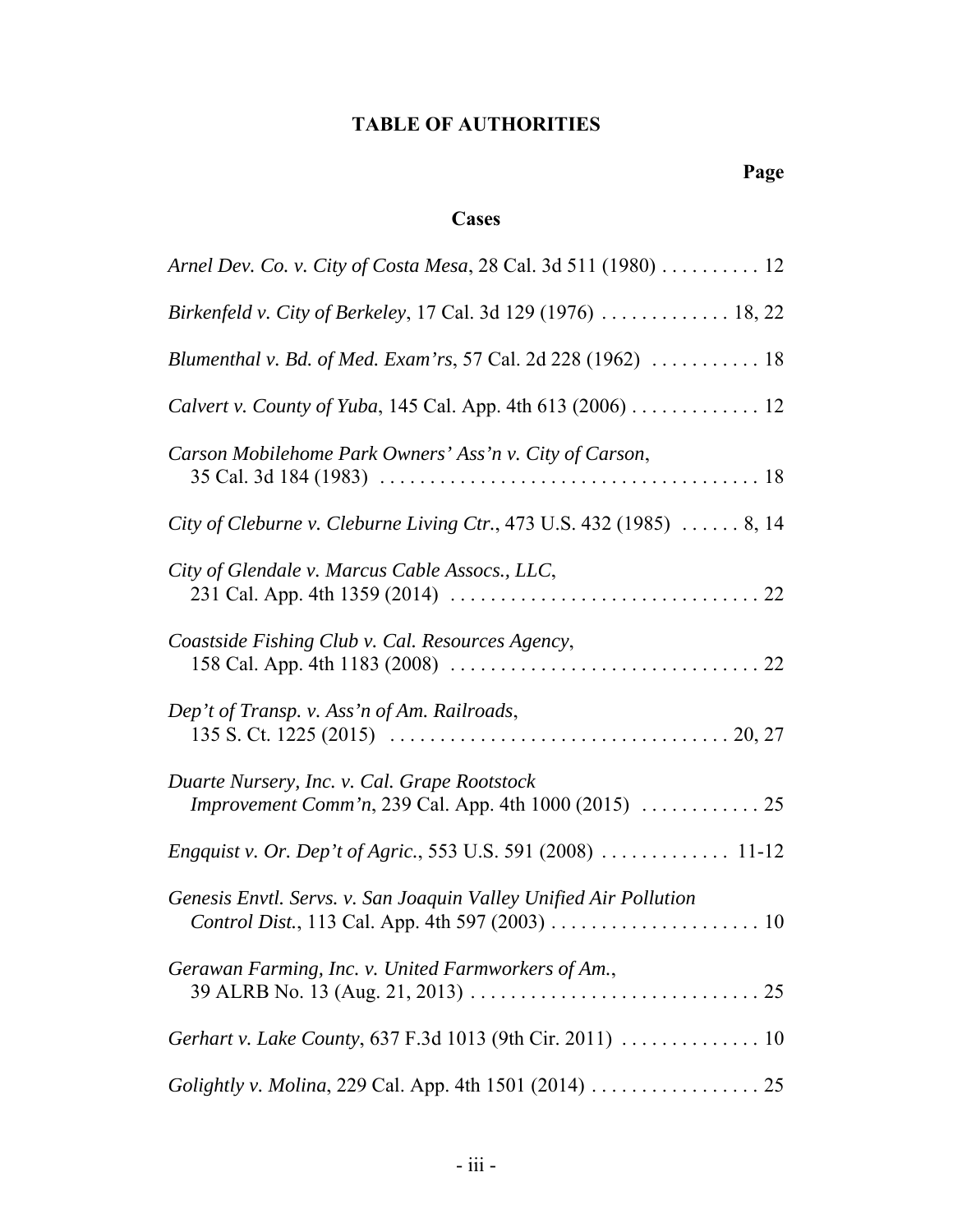# TABLE OF AUTHORITIES

**Page**

## Cases

*Arnel Dev. Co. v. City of Costa Mesa*, 28 Cal. 3d 511 (1980) . . . . . . . . . . 12

*Birkenfeld v. City of Berkeley*, 17 Cal. 3d 129 (1976) . . . . . . . . . . . . . 18, 22

*Blumenthal v. Bd. of Med. Exam'rs*, 57 Cal. 2d 228 (1962) . . . . . . . . . . . 18

*Calvert v. County of Yuba*, 145 Cal. App. 4th 613 (2006) . . . . . . . . . . . . . 12

*Carson Mobilehome Park Owners' Ass'n v. City of Carson*, 35 Cal. 3d 184 (1983) . . . . . . . . . . . . . . . . . . . . . . . . . . . . . . . . . . . . . . . 18

*City of Cleburne v. Cleburne Living Ctr.*, 473 U.S. 432 (1985) . . . . . . 8, 14

*City of Glendale v. Marcus Cable Assocs., LLC*, 231 Cal. App. 4th 1359 (2014) . . . . . . . . . . . . . . . . . . . . . . . . . . . . . . . . 22

*Coastside Fishing Club v. Cal. Resources Agency*, 158 Cal. App. 4th 1183 (2008) . . . . . . . . . . . . . . . . . . . . . . . . . . . . . . . . 22

*Dep't of Transp. v. Ass'n of Am. Railroads*, 135 S. Ct. 1225 (2015) . . . . . . . . . . . . . . . . . . . . . . . . . . . . . . . . . . 20, 27

*Duarte Nursery, Inc. v. Cal. Grape Rootstock Improvement Comm'n*, 239 Cal. App. 4th 1000 (2015) . . . . . . . . . . . . 25

*Engquist v. Or. Dep't of Agric.*, 553 U.S. 591 (2008) . . . . . . . . . . . . . 11-12

*Genesis Envtl. Servs. v. San Joaquin Valley Unified Air Pollution Control Dist.*, 113 Cal. App. 4th 597 (2003) . . . . . . . . . . . . . . . . . . . . . 10

*Gerawan Farming, Inc. v. United Farmworkers of Am.*, 39 ALRB No. 13 (Aug. 21, 2013) . . . . . . . . . . . . . . . . . . . . . . . . . . . . . 25

*Gerhart v. Lake County*, 637 F.3d 1013 (9th Cir. 2011) . . . . . . . . . . . . . . 10

*Golightly v. Molina*, 229 Cal. App. 4th 1501 (2014) . . . . . . . . . . . . . . . . . 25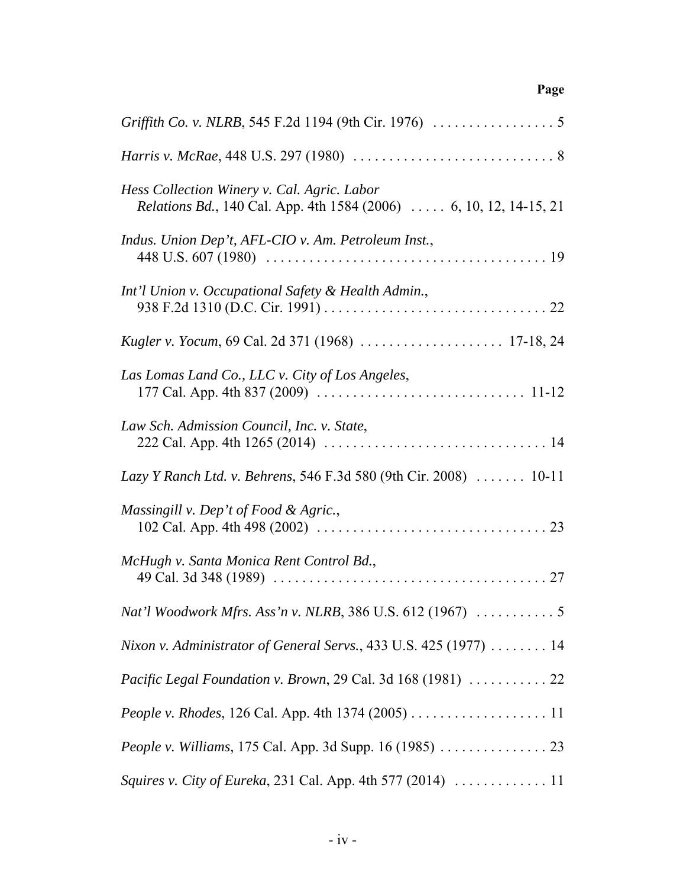**Page**

*Griffith Co. v. NLRB*, 545 F.2d 1194 (9th Cir. 1976) . . . . . . . . . . . . . . . . . 5

*Harris v. McRae*, 448 U.S. 297 (1980) . . . . . . . . . . . . . . . . . . . . . . . . . . . . 8

*Hess Collection Winery v. Cal. Agric. Labor Relations Bd.*, 140 Cal. App. 4th 1584 (2006) . . . . . 6, 10, 12, 14-15, 21

*Indus. Union Dep't, AFL-CIO v. Am. Petroleum Inst.*, 448 U.S. 607 (1980) . . . . . . . . . . . . . . . . . . . . . . . . . . . . . . . . . . . . . . . 19

*Int'l Union v. Occupational Safety & Health Admin.*, 938 F.2d 1310 (D.C. Cir. 1991) . . . . . . . . . . . . . . . . . . . . . . . . . . . . . . . 22

*Kugler v. Yocum*, 69 Cal. 2d 371 (1968) . . . . . . . . . . . . . . . . . . . . 17-18, 24

*Las Lomas Land Co., LLC v. City of Los Angeles*, 177 Cal. App. 4th 837 (2009) . . . . . . . . . . . . . . . . . . . . . . . . . . . . . 11-12

*Law Sch. Admission Council, Inc. v. State*, 222 Cal. App. 4th 1265 (2014) . . . . . . . . . . . . . . . . . . . . . . . . . . . . . . . 14

*Lazy Y Ranch Ltd. v. Behrens*, 546 F.3d 580 (9th Cir. 2008) . . . . . . . 10-11

*Massingill v. Dep't of Food & Agric.*, 102 Cal. App. 4th 498 (2002) . . . . . . . . . . . . . . . . . . . . . . . . . . . . . . . . 23

*McHugh v. Santa Monica Rent Control Bd.*, 49 Cal. 3d 348 (1989) . . . . . . . . . . . . . . . . . . . . . . . . . . . . . . . . . . . . . . 27

*Nat'l Woodwork Mfrs. Ass'n v. NLRB*, 386 U.S. 612 (1967) . . . . . . . . . . . 5

*Nixon v. Administrator of General Servs.*, 433 U.S. 425 (1977) . . . . . . . . 14

*Pacific Legal Foundation v. Brown*, 29 Cal. 3d 168 (1981) . . . . . . . . . . . 22

*People v. Rhodes*, 126 Cal. App. 4th 1374 (2005) . . . . . . . . . . . . . . . . . . . 11

*People v. Williams*, 175 Cal. App. 3d Supp. 16 (1985) . . . . . . . . . . . . . . . 23

*Squires v. City of Eureka*, 231 Cal. App. 4th 577 (2014) . . . . . . . . . . . . . 11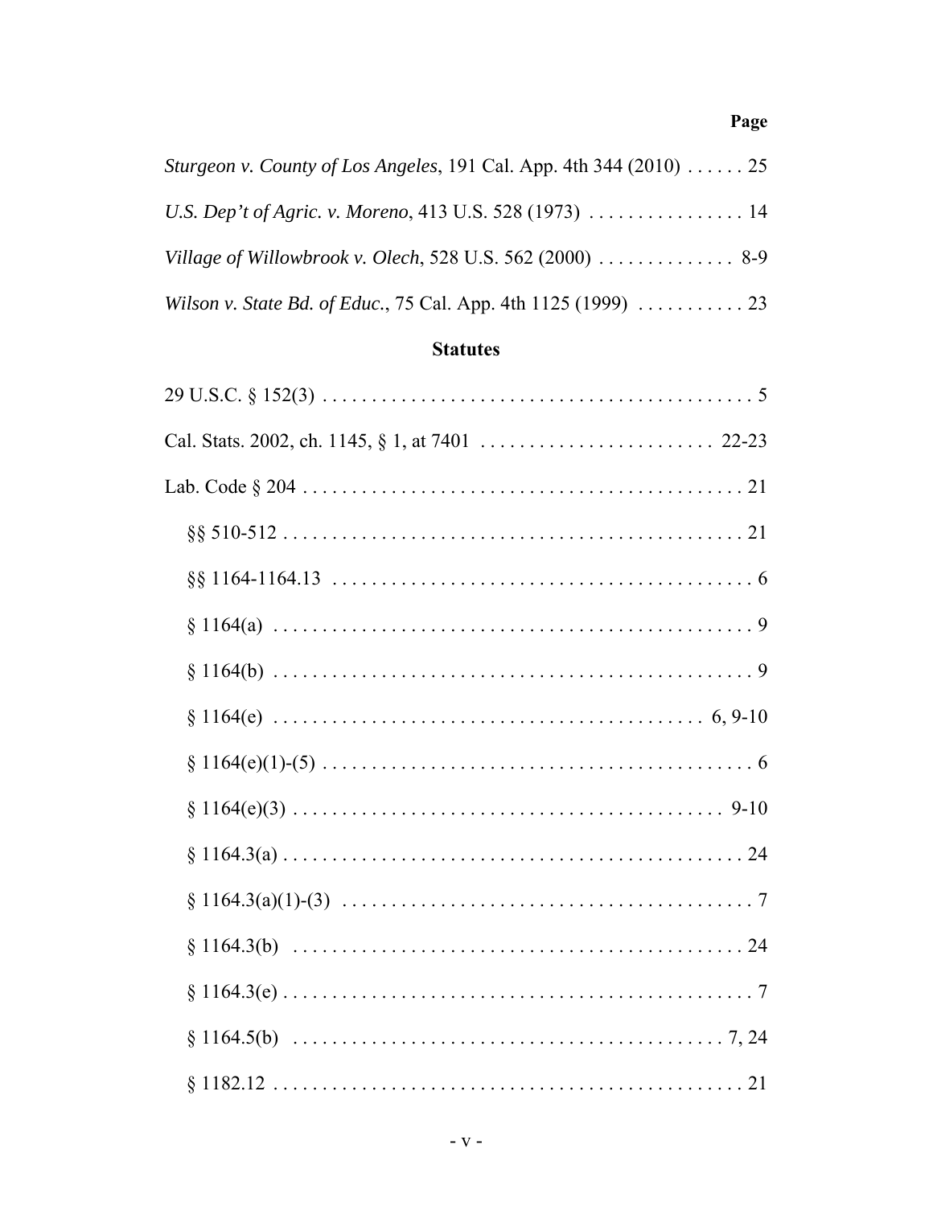Page

*Sturgeon v. County of Los Angeles*, 191 Cal. App. 4th 344 (2010) . . . . . . 25

*U.S. Dep't of Agric. v. Moreno*, 413 U.S. 528 (1973) . . . . . . . . . . . . . . . . 14

*Village of Willowbrook v. Olech*, 528 U.S. 562 (2000) . . . . . . . . . . . . . . 8-9

*Wilson v. State Bd. of Educ.*, 75 Cal. App. 4th 1125 (1999) . . . . . . . . . . . 23

**Statutes**

29 U.S.C. § 152(3) . . . . . . . . . . . . . . . . . . . . . . . . . . . . . . . . . . . . . . . . . . . . 5

Cal. Stats. 2002, ch. 1145, § 1, at 7401 . . . . . . . . . . . . . . . . . . . . . . . . 22-23

Lab. Code § 204 . . . . . . . . . . . . . . . . . . . . . . . . . . . . . . . . . . . . . . . . . . . . . 21

§§ 510-512 . . . . . . . . . . . . . . . . . . . . . . . . . . . . . . . . . . . . . . . . . . . . . . . . 21

§§ 1164-1164.13 . . . . . . . . . . . . . . . . . . . . . . . . . . . . . . . . . . . . . . . . . . . 6

§ 1164(a) . . . . . . . . . . . . . . . . . . . . . . . . . . . . . . . . . . . . . . . . . . . . . . . . . 9

§ 1164(b) . . . . . . . . . . . . . . . . . . . . . . . . . . . . . . . . . . . . . . . . . . . . . . . . . 9

§ 1164(e) . . . . . . . . . . . . . . . . . . . . . . . . . . . . . . . . . . . . . . . . . . . . 6, 9-10

§ 1164(e)(1)-(5) . . . . . . . . . . . . . . . . . . . . . . . . . . . . . . . . . . . . . . . . . . . . 6

§ 1164(e)(3) . . . . . . . . . . . . . . . . . . . . . . . . . . . . . . . . . . . . . . . . . . . . 9-10

§ 1164.3(a) . . . . . . . . . . . . . . . . . . . . . . . . . . . . . . . . . . . . . . . . . . . . . . . 24

§ 1164.3(a)(1)-(3) . . . . . . . . . . . . . . . . . . . . . . . . . . . . . . . . . . . . . . . . . . 7

§ 1164.3(b) . . . . . . . . . . . . . . . . . . . . . . . . . . . . . . . . . . . . . . . . . . . . . . 24

§ 1164.3(e) . . . . . . . . . . . . . . . . . . . . . . . . . . . . . . . . . . . . . . . . . . . . . . . . 7

§ 1164.5(b) . . . . . . . . . . . . . . . . . . . . . . . . . . . . . . . . . . . . . . . . . . . . 7, 24

§ 1182.12 . . . . . . . . . . . . . . . . . . . . . . . . . . . . . . . . . . . . . . . . . . . . . . . . 21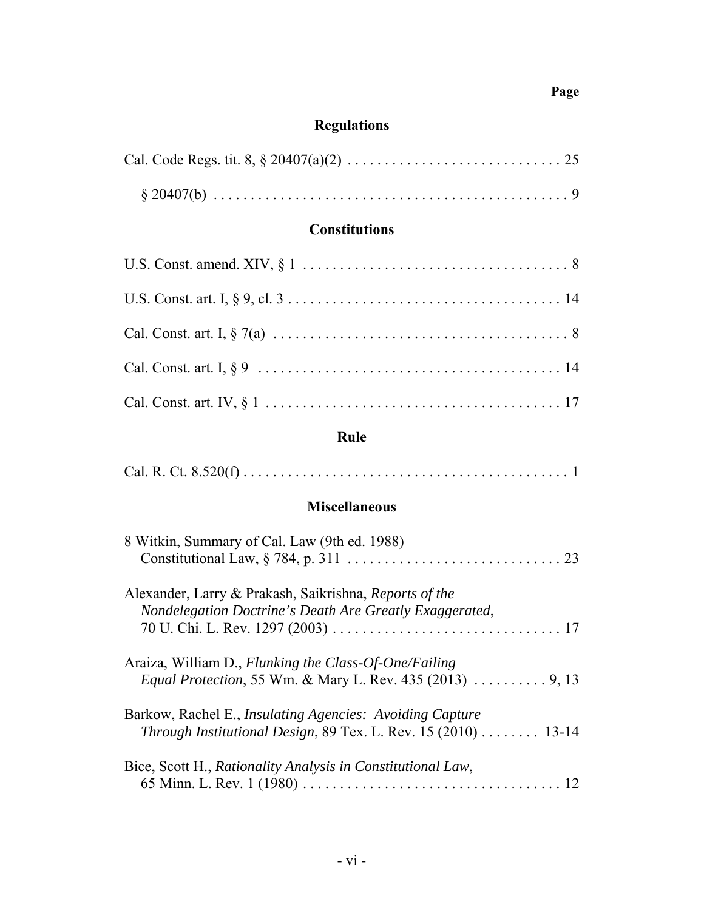**Page**

## Regulations

Cal. Code Regs. tit. 8, § 20407(a)(2) . . . . . . . . . . . . . . . . . . . . . . . . . . . . . 25

§ 20407(b) . . . . . . . . . . . . . . . . . . . . . . . . . . . . . . . . . . . . . . . . . . . . . . 9

## Constitutions

U.S. Const. amend. XIV, § 1 . . . . . . . . . . . . . . . . . . . . . . . . . . . . . . . . . . . 8

U.S. Const. art. I, § 9, cl. 3 . . . . . . . . . . . . . . . . . . . . . . . . . . . . . . . . . . . . 14

Cal. Const. art. I, § 7(a) . . . . . . . . . . . . . . . . . . . . . . . . . . . . . . . . . . . . . . . 8

Cal. Const. art. I, § 9 . . . . . . . . . . . . . . . . . . . . . . . . . . . . . . . . . . . . . . . . 14

Cal. Const. art. IV, § 1 . . . . . . . . . . . . . . . . . . . . . . . . . . . . . . . . . . . . . . . 17

## Rule

Cal. R. Ct. 8.520(f) . . . . . . . . . . . . . . . . . . . . . . . . . . . . . . . . . . . . . . . . . . . 1

## Miscellaneous

8 Witkin, Summary of Cal. Law (9th ed. 1988)
Constitutional Law, § 784, p. 311 . . . . . . . . . . . . . . . . . . . . . . . . . . . . . 23

Alexander, Larry & Prakash, Saikrishna, *Reports of the Nondelegation Doctrine's Death Are Greatly Exaggerated*, 70 U. Chi. L. Rev. 1297 (2003) . . . . . . . . . . . . . . . . . . . . . . . . . . . . . . 17

Araiza, William D., *Flunking the Class-Of-One/Failing Equal Protection*, 55 Wm. & Mary L. Rev. 435 (2013) . . . . . . . . . . 9, 13

Barkow, Rachel E., *Insulating Agencies: Avoiding Capture Through Institutional Design*, 89 Tex. L. Rev. 15 (2010) . . . . . . . . 13-14

Bice, Scott H., *Rationality Analysis in Constitutional Law*, 65 Minn. L. Rev. 1 (1980) . . . . . . . . . . . . . . . . . . . . . . . . . . . . . . . . . . 12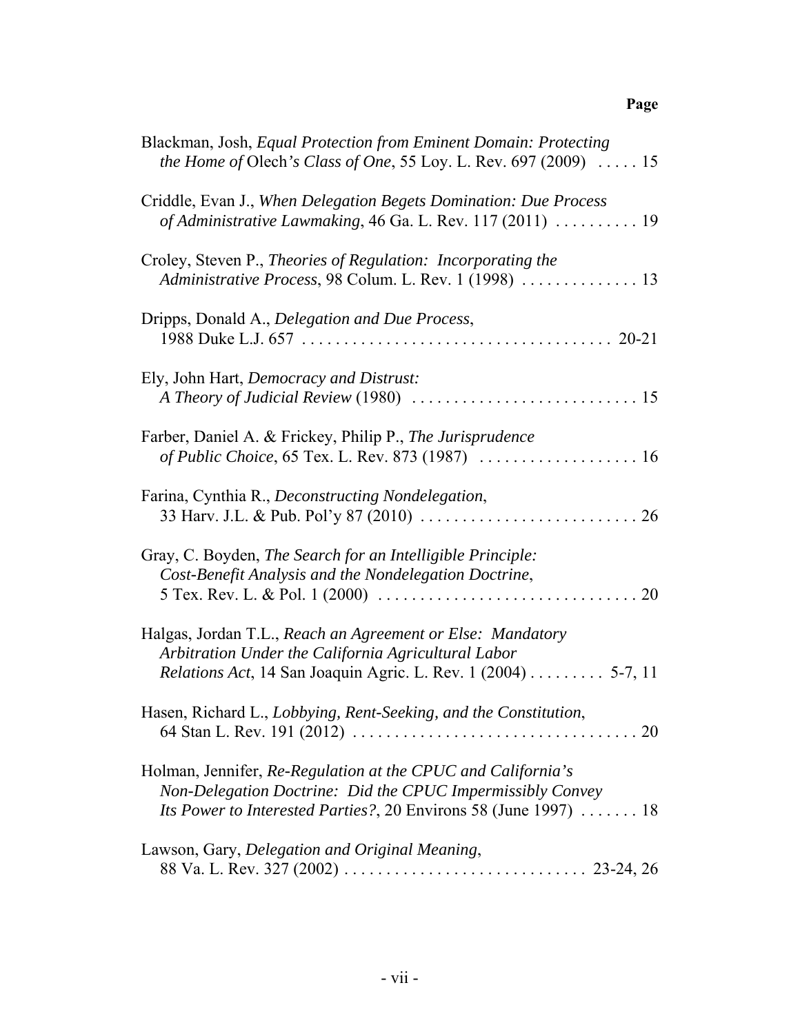**Page**

Blackman, Josh, *Equal Protection from Eminent Domain: Protecting the Home of* Olech*'s Class of One*, 55 Loy. L. Rev. 697 (2009) . . . . . 15

Criddle, Evan J., *When Delegation Begets Domination: Due Process of Administrative Lawmaking*, 46 Ga. L. Rev. 117 (2011) . . . . . . . . . . 19

Croley, Steven P., *Theories of Regulation: Incorporating the Administrative Process*, 98 Colum. L. Rev. 1 (1998) . . . . . . . . . . . . . . 13

Dripps, Donald A., *Delegation and Due Process*, 1988 Duke L.J. 657 . . . . . . . . . . . . . . . . . . . . . . . . . . . . . . . . . . . . . 20-21

Ely, John Hart, *Democracy and Distrust: A Theory of Judicial Review* (1980) . . . . . . . . . . . . . . . . . . . . . . . . . . . 15

Farber, Daniel A. & Frickey, Philip P., *The Jurisprudence of Public Choice*, 65 Tex. L. Rev. 873 (1987) . . . . . . . . . . . . . . . . . . . 16

Farina, Cynthia R., *Deconstructing Nondelegation*, 33 Harv. J.L. & Pub. Pol'y 87 (2010) . . . . . . . . . . . . . . . . . . . . . . . . . . 26

Gray, C. Boyden, *The Search for an Intelligible Principle: Cost-Benefit Analysis and the Nondelegation Doctrine*, 5 Tex. Rev. L. & Pol. 1 (2000) . . . . . . . . . . . . . . . . . . . . . . . . . . . . . . . 20

Halgas, Jordan T.L., *Reach an Agreement or Else: Mandatory Arbitration Under the California Agricultural Labor Relations Act*, 14 San Joaquin Agric. L. Rev. 1 (2004) . . . . . . . . . 5-7, 11

Hasen, Richard L., *Lobbying, Rent-Seeking, and the Constitution*, 64 Stan L. Rev. 191 (2012) . . . . . . . . . . . . . . . . . . . . . . . . . . . . . . . . . . 20

Holman, Jennifer, *Re-Regulation at the CPUC and California's Non-Delegation Doctrine: Did the CPUC Impermissibly Convey Its Power to Interested Parties?*, 20 Environs 58 (June 1997) . . . . . . . 18

Lawson, Gary, *Delegation and Original Meaning*, 88 Va. L. Rev. 327 (2002) . . . . . . . . . . . . . . . . . . . . . . . . . . . . . 23-24, 26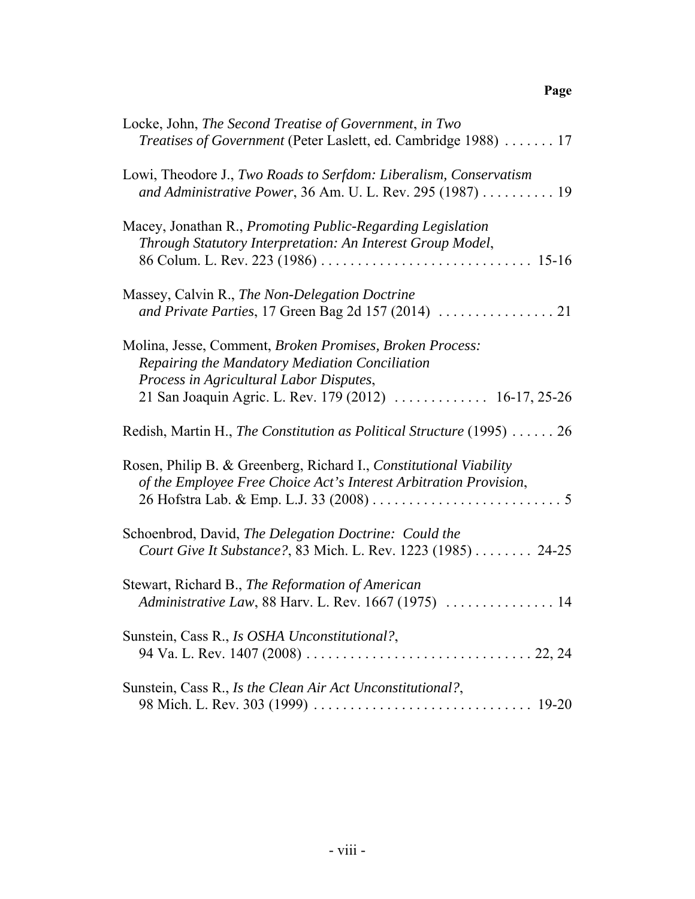**Page**

Locke, John, *The Second Treatise of Government*, *in Two Treatises of Government* (Peter Laslett, ed. Cambridge 1988) . . . . . . . 17

Lowi, Theodore J., *Two Roads to Serfdom: Liberalism, Conservatism and Administrative Power*, 36 Am. U. L. Rev. 295 (1987) . . . . . . . . . . 19

Macey, Jonathan R., *Promoting Public-Regarding Legislation Through Statutory Interpretation: An Interest Group Model*, 86 Colum. L. Rev. 223 (1986) . . . . . . . . . . . . . . . . . . . . . . . . . . . . . 15-16

Massey, Calvin R., *The Non-Delegation Doctrine and Private Parties*, 17 Green Bag 2d 157 (2014) . . . . . . . . . . . . . . . . 21

Molina, Jesse, Comment, *Broken Promises, Broken Process: Repairing the Mandatory Mediation Conciliation Process in Agricultural Labor Disputes*, 21 San Joaquin Agric. L. Rev. 179 (2012) . . . . . . . . . . . . . 16-17, 25-26

Redish, Martin H., *The Constitution as Political Structure* (1995) . . . . . . 26

Rosen, Philip B. & Greenberg, Richard I., *Constitutional Viability of the Employee Free Choice Act's Interest Arbitration Provision*, 26 Hofstra Lab. & Emp. L.J. 33 (2008) . . . . . . . . . . . . . . . . . . . . . . . . . . 5

Schoenbrod, David, *The Delegation Doctrine: Could the Court Give It Substance?*, 83 Mich. L. Rev. 1223 (1985) . . . . . . . . 24-25

Stewart, Richard B., *The Reformation of American Administrative Law*, 88 Harv. L. Rev. 1667 (1975) . . . . . . . . . . . . . . . 14

Sunstein, Cass R., *Is OSHA Unconstitutional?*, 94 Va. L. Rev. 1407 (2008) . . . . . . . . . . . . . . . . . . . . . . . . . . . . . . . 22, 24

Sunstein, Cass R., *Is the Clean Air Act Unconstitutional?*, 98 Mich. L. Rev. 303 (1999) . . . . . . . . . . . . . . . . . . . . . . . . . . . . . . 19-20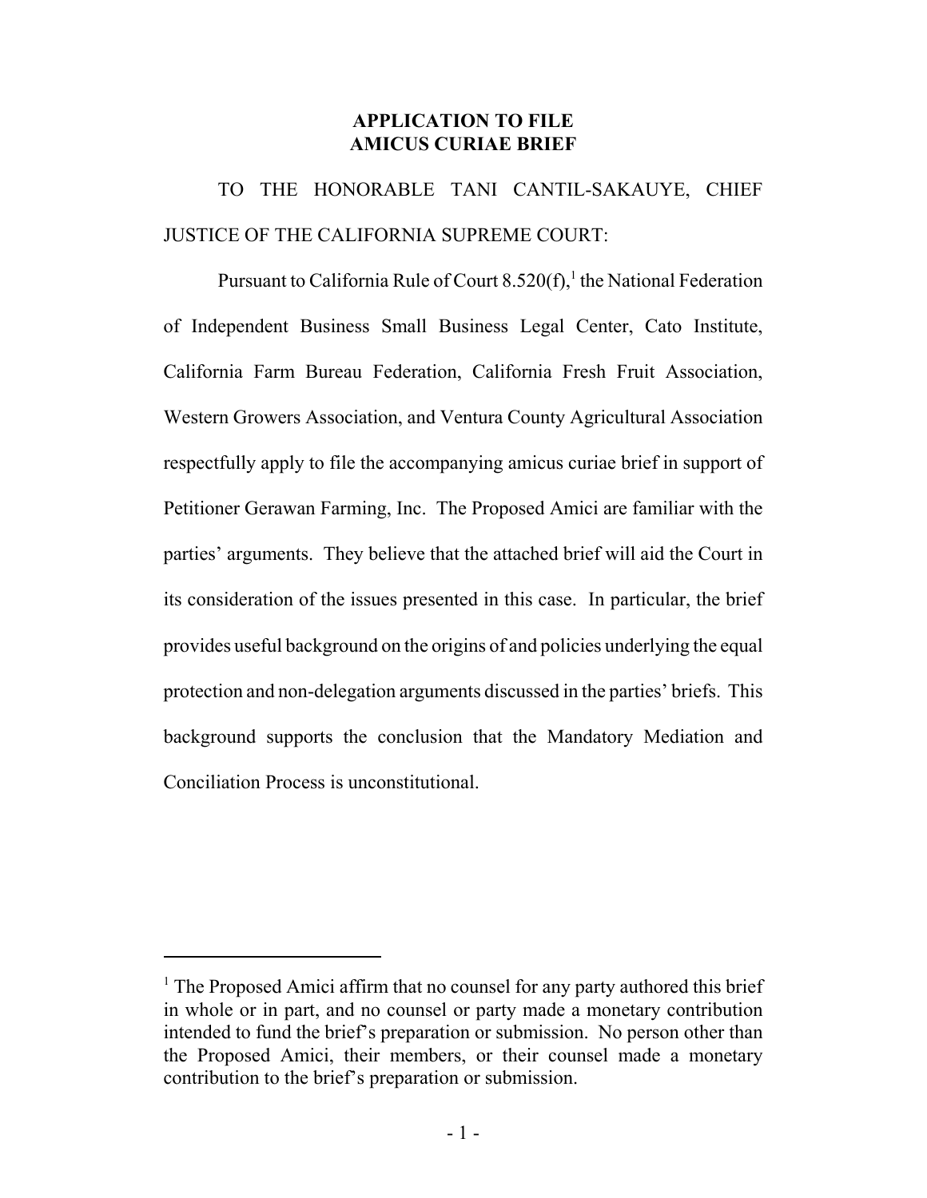## APPLICATION TO FILE AMICUS CURIAE BRIEF

TO THE HONORABLE TANI CANTIL-SAKAUYE, CHIEF JUSTICE OF THE CALIFORNIA SUPREME COURT:

Pursuant to California Rule of Court 8.520(f),[1] the National Federation of Independent Business Small Business Legal Center, Cato Institute, California Farm Bureau Federation, California Fresh Fruit Association, Western Growers Association, and Ventura County Agricultural Association respectfully apply to file the accompanying amicus curiae brief in support of Petitioner Gerawan Farming, Inc. The Proposed Amici are familiar with the parties' arguments. They believe that the attached brief will aid the Court in its consideration of the issues presented in this case. In particular, the brief provides useful background on the origins of and policies underlying the equal protection and non-delegation arguments discussed in the parties' briefs. This background supports the conclusion that the Mandatory Mediation and Conciliation Process is unconstitutional.

---

[1] The Proposed Amici affirm that no counsel for any party authored this brief in whole or in part, and no counsel or party made a monetary contribution intended to fund the brief's preparation or submission. No person other than the Proposed Amici, their members, or their counsel made a monetary contribution to the brief's preparation or submission.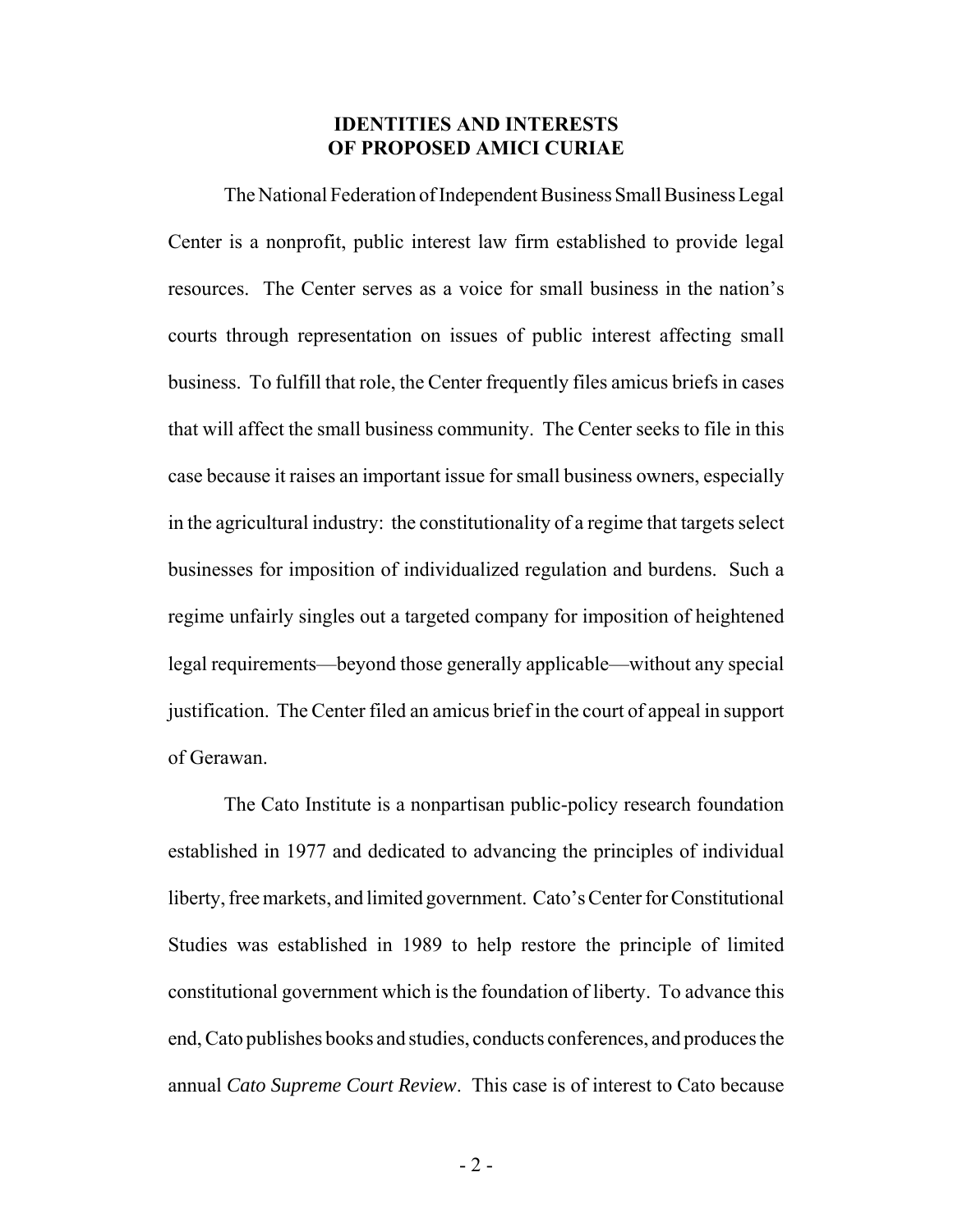## IDENTITIES AND INTERESTS OF PROPOSED AMICI CURIAE

The National Federation of Independent Business Small Business Legal Center is a nonprofit, public interest law firm established to provide legal resources. The Center serves as a voice for small business in the nation's courts through representation on issues of public interest affecting small business. To fulfill that role, the Center frequently files amicus briefs in cases that will affect the small business community. The Center seeks to file in this case because it raises an important issue for small business owners, especially in the agricultural industry: the constitutionality of a regime that targets select businesses for imposition of individualized regulation and burdens. Such a regime unfairly singles out a targeted company for imposition of heightened legal requirements—beyond those generally applicable—without any special justification. The Center filed an amicus brief in the court of appeal in support of Gerawan.

The Cato Institute is a nonpartisan public-policy research foundation established in 1977 and dedicated to advancing the principles of individual liberty, free markets, and limited government. Cato's Center for Constitutional Studies was established in 1989 to help restore the principle of limited constitutional government which is the foundation of liberty. To advance this end, Cato publishes books and studies, conducts conferences, and produces the annual *Cato Supreme Court Review*. This case is of interest to Cato because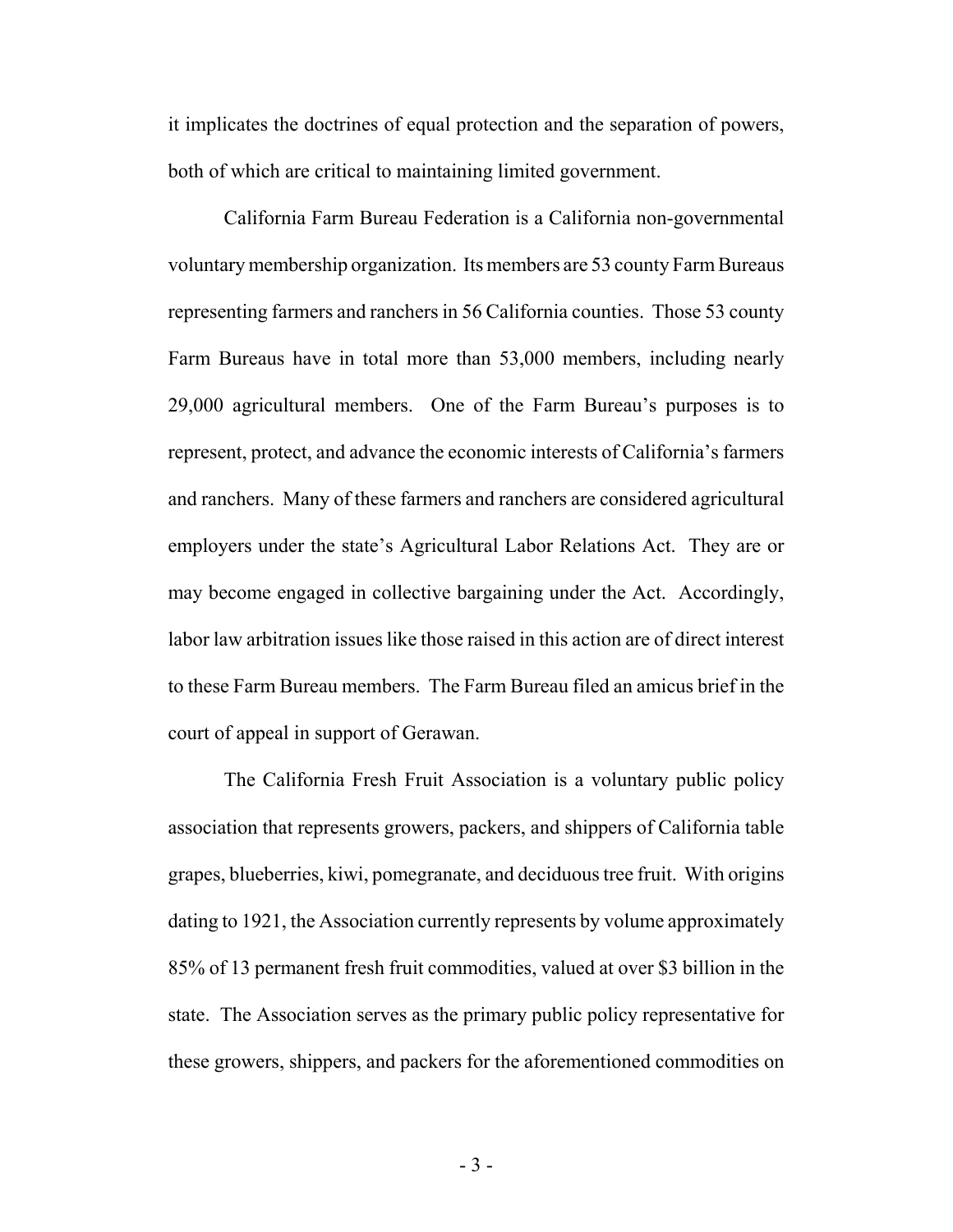it implicates the doctrines of equal protection and the separation of powers, both of which are critical to maintaining limited government.

California Farm Bureau Federation is a California non-governmental voluntary membership organization. Its members are 53 county Farm Bureaus representing farmers and ranchers in 56 California counties. Those 53 county Farm Bureaus have in total more than 53,000 members, including nearly 29,000 agricultural members. One of the Farm Bureau's purposes is to represent, protect, and advance the economic interests of California's farmers and ranchers. Many of these farmers and ranchers are considered agricultural employers under the state's Agricultural Labor Relations Act. They are or may become engaged in collective bargaining under the Act. Accordingly, labor law arbitration issues like those raised in this action are of direct interest to these Farm Bureau members. The Farm Bureau filed an amicus brief in the court of appeal in support of Gerawan.

The California Fresh Fruit Association is a voluntary public policy association that represents growers, packers, and shippers of California table grapes, blueberries, kiwi, pomegranate, and deciduous tree fruit. With origins dating to 1921, the Association currently represents by volume approximately 85% of 13 permanent fresh fruit commodities, valued at over $3 billion in the state. The Association serves as the primary public policy representative for these growers, shippers, and packers for the aforementioned commodities on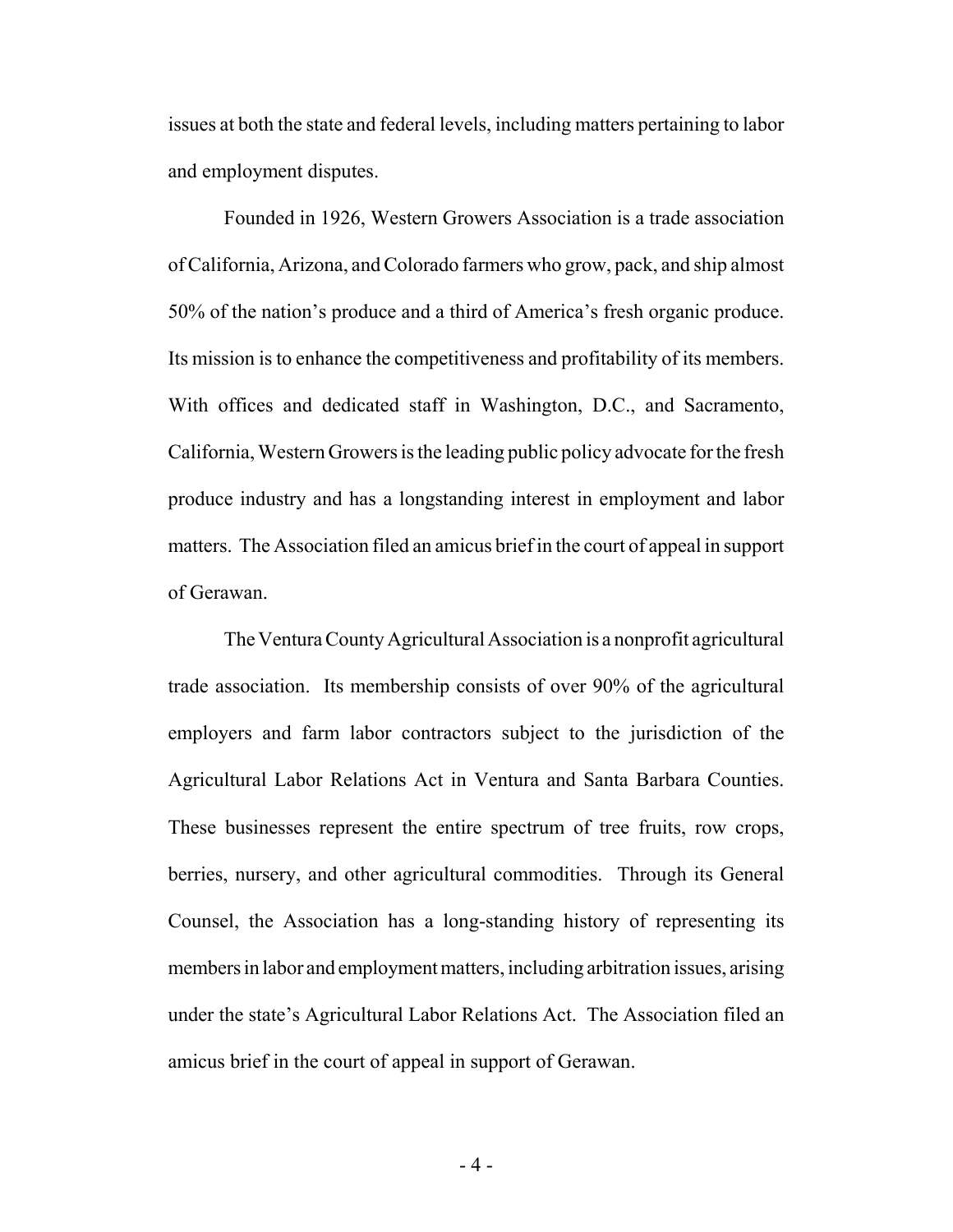issues at both the state and federal levels, including matters pertaining to labor and employment disputes.

Founded in 1926, Western Growers Association is a trade association of California, Arizona, and Colorado farmers who grow, pack, and ship almost 50% of the nation's produce and a third of America's fresh organic produce. Its mission is to enhance the competitiveness and profitability of its members. With offices and dedicated staff in Washington, D.C., and Sacramento, California, Western Growers is the leading public policy advocate for the fresh produce industry and has a longstanding interest in employment and labor matters. The Association filed an amicus brief in the court of appeal in support of Gerawan.

The Ventura County Agricultural Association is a nonprofit agricultural trade association. Its membership consists of over 90% of the agricultural employers and farm labor contractors subject to the jurisdiction of the Agricultural Labor Relations Act in Ventura and Santa Barbara Counties. These businesses represent the entire spectrum of tree fruits, row crops, berries, nursery, and other agricultural commodities. Through its General Counsel, the Association has a long-standing history of representing its members in labor and employment matters, including arbitration issues, arising under the state's Agricultural Labor Relations Act. The Association filed an amicus brief in the court of appeal in support of Gerawan.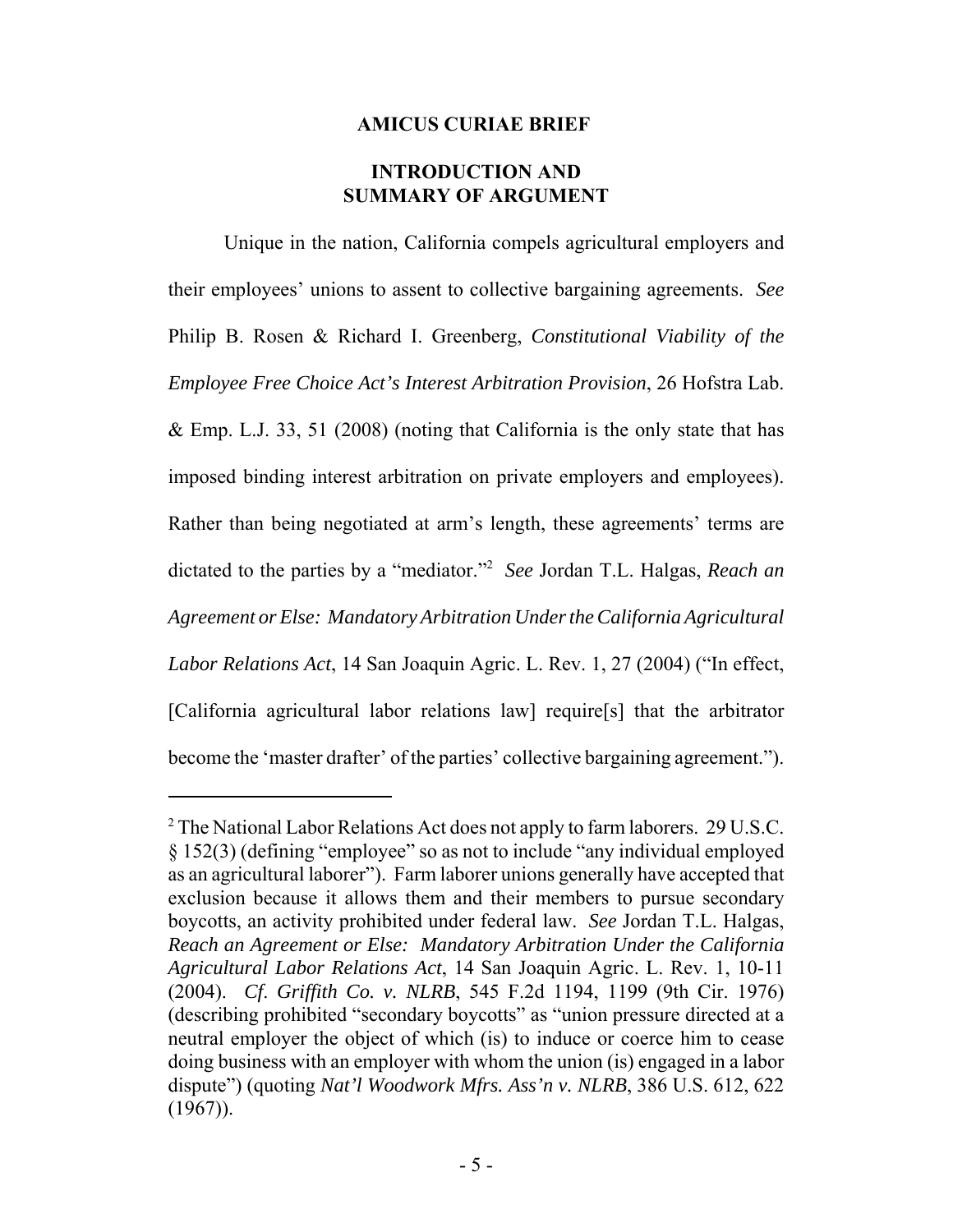# AMICUS CURIAE BRIEF

## INTRODUCTION AND SUMMARY OF ARGUMENT

Unique in the nation, California compels agricultural employers and their employees' unions to assent to collective bargaining agreements. *See* Philip B. Rosen & Richard I. Greenberg, *Constitutional Viability of the Employee Free Choice Act's Interest Arbitration Provision*, 26 Hofstra Lab. & Emp. L.J. 33, 51 (2008) (noting that California is the only state that has imposed binding interest arbitration on private employers and employees). Rather than being negotiated at arm's length, these agreements' terms are dictated to the parties by a "mediator."[2] *See* Jordan T.L. Halgas, *Reach an Agreement or Else: Mandatory Arbitration Under the California Agricultural Labor Relations Act*, 14 San Joaquin Agric. L. Rev. 1, 27 (2004) ("In effect, [California agricultural labor relations law] require[s] that the arbitrator become the 'master drafter' of the parties' collective bargaining agreement.").

---

[2] The National Labor Relations Act does not apply to farm laborers. 29 U.S.C. § 152(3) (defining "employee" so as not to include "any individual employed as an agricultural laborer"). Farm laborer unions generally have accepted that exclusion because it allows them and their members to pursue secondary boycotts, an activity prohibited under federal law. *See* Jordan T.L. Halgas, *Reach an Agreement or Else: Mandatory Arbitration Under the California Agricultural Labor Relations Act*, 14 San Joaquin Agric. L. Rev. 1, 10-11 (2004). *Cf. Griffith Co. v. NLRB*, 545 F.2d 1194, 1199 (9th Cir. 1976) (describing prohibited "secondary boycotts" as "union pressure directed at a neutral employer the object of which (is) to induce or coerce him to cease doing business with an employer with whom the union (is) engaged in a labor dispute") (quoting *Nat'l Woodwork Mfrs. Ass'n v. NLRB*, 386 U.S. 612, 622 (1967)).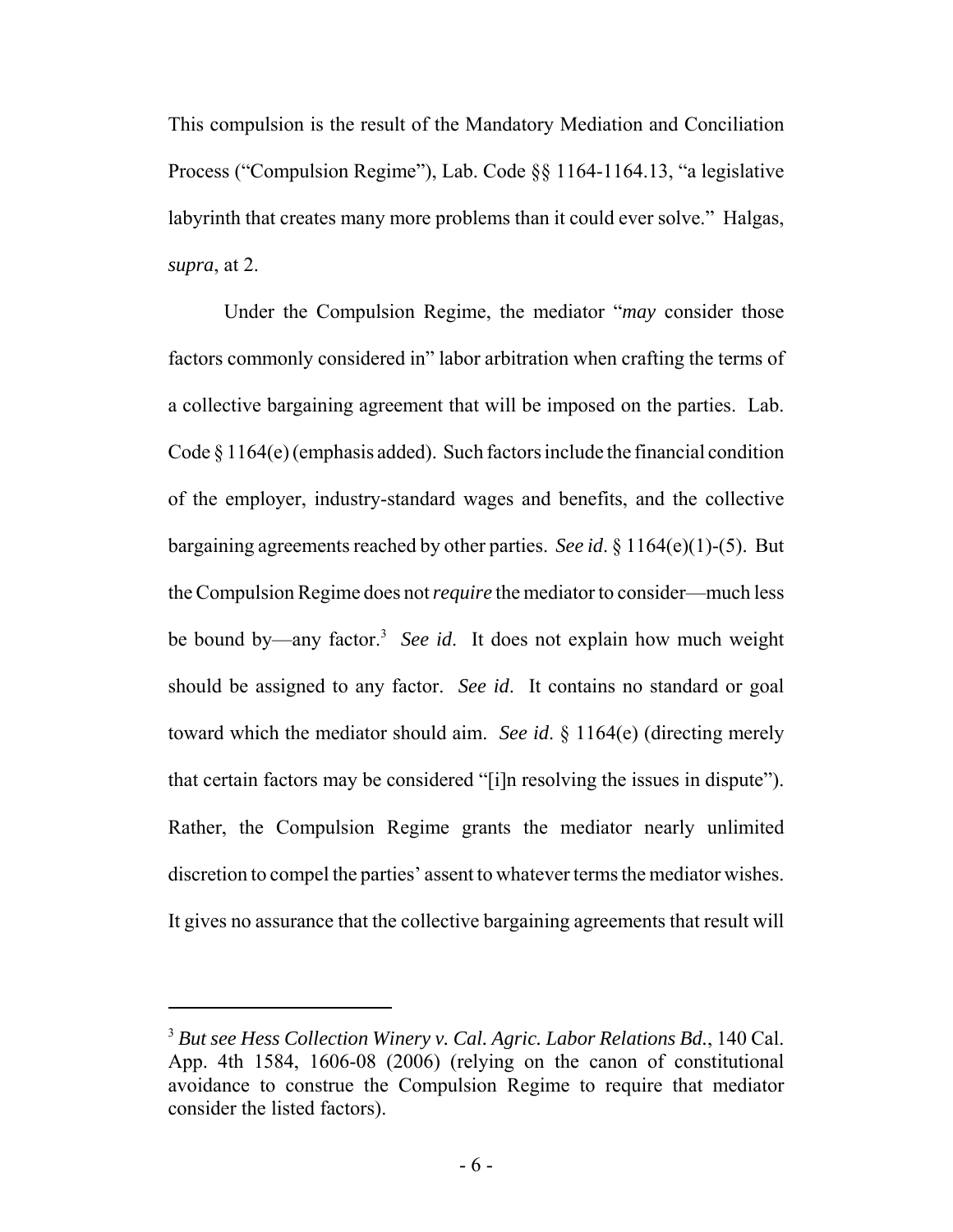This compulsion is the result of the Mandatory Mediation and Conciliation Process ("Compulsion Regime"), Lab. Code §§ 1164-1164.13, "a legislative labyrinth that creates many more problems than it could ever solve." Halgas, *supra*, at 2.

Under the Compulsion Regime, the mediator "*may* consider those factors commonly considered in" labor arbitration when crafting the terms of a collective bargaining agreement that will be imposed on the parties. Lab. Code § 1164(e) (emphasis added). Such factors include the financial condition of the employer, industry-standard wages and benefits, and the collective bargaining agreements reached by other parties. *See id*. § 1164(e)(1)-(5). But the Compulsion Regime does not *require* the mediator to consider—much less be bound by—any factor.[3] *See id*. It does not explain how much weight should be assigned to any factor. *See id*. It contains no standard or goal toward which the mediator should aim. *See id*. § 1164(e) (directing merely that certain factors may be considered "[i]n resolving the issues in dispute"). Rather, the Compulsion Regime grants the mediator nearly unlimited discretion to compel the parties' assent to whatever terms the mediator wishes. It gives no assurance that the collective bargaining agreements that result will

---

[3] *But see Hess Collection Winery v. Cal. Agric. Labor Relations Bd.*, 140 Cal. App. 4th 1584, 1606-08 (2006) (relying on the canon of constitutional avoidance to construe the Compulsion Regime to require that mediator consider the listed factors).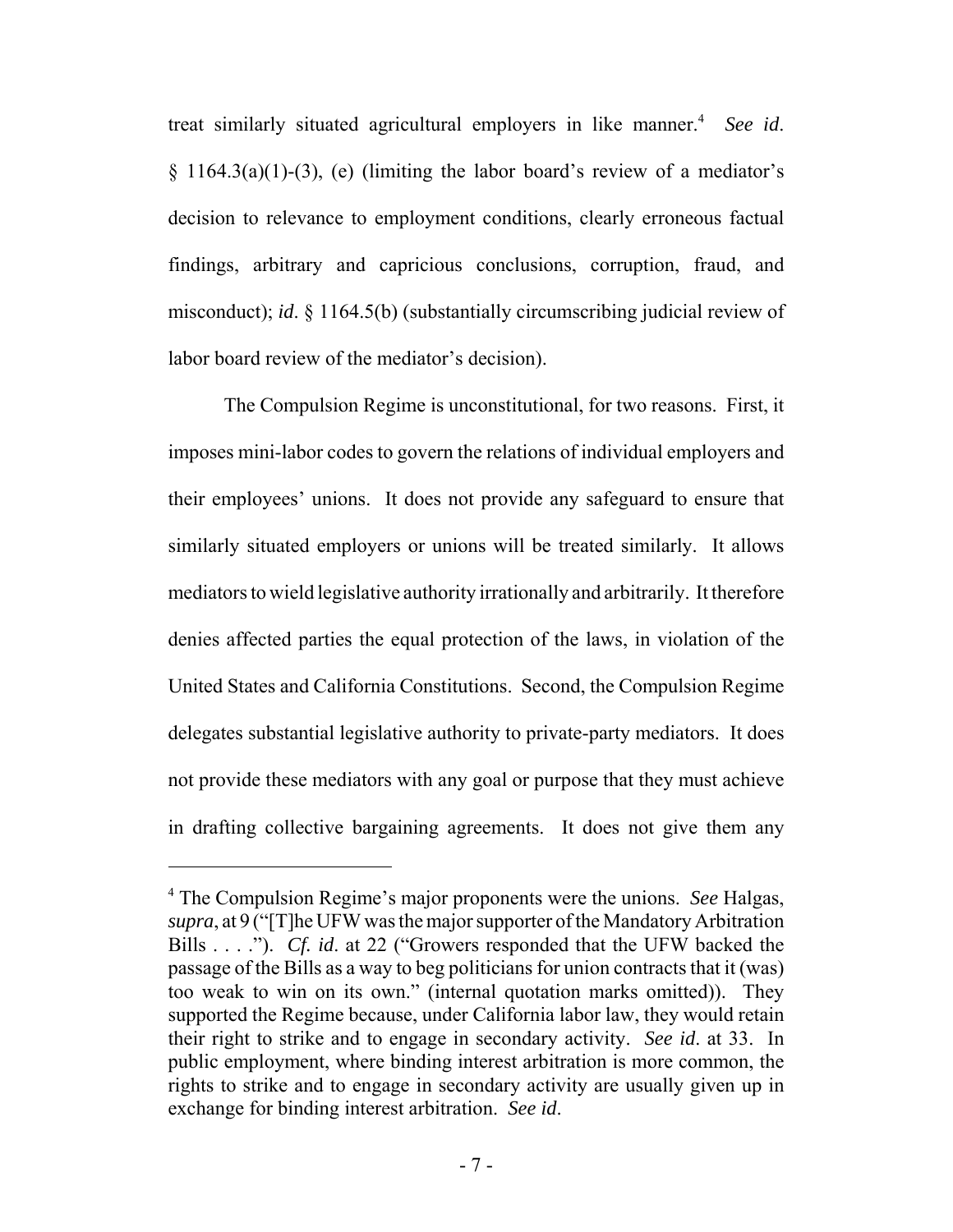treat similarly situated agricultural employers in like manner.[4] *See id*. § 1164.3(a)(1)-(3), (e) (limiting the labor board's review of a mediator's decision to relevance to employment conditions, clearly erroneous factual findings, arbitrary and capricious conclusions, corruption, fraud, and misconduct); *id*. § 1164.5(b) (substantially circumscribing judicial review of labor board review of the mediator's decision).

The Compulsion Regime is unconstitutional, for two reasons. First, it imposes mini-labor codes to govern the relations of individual employers and their employees' unions. It does not provide any safeguard to ensure that similarly situated employers or unions will be treated similarly. It allows mediators to wield legislative authority irrationally and arbitrarily. It therefore denies affected parties the equal protection of the laws, in violation of the United States and California Constitutions. Second, the Compulsion Regime delegates substantial legislative authority to private-party mediators. It does not provide these mediators with any goal or purpose that they must achieve in drafting collective bargaining agreements. It does not give them any

---

[4] The Compulsion Regime's major proponents were the unions. *See* Halgas, *supra*, at 9 ("[T]he UFW was the major supporter of the Mandatory Arbitration Bills . . . ."). *Cf. id*. at 22 ("Growers responded that the UFW backed the passage of the Bills as a way to beg politicians for union contracts that it (was) too weak to win on its own." (internal quotation marks omitted)). They supported the Regime because, under California labor law, they would retain their right to strike and to engage in secondary activity. *See id*. at 33. In public employment, where binding interest arbitration is more common, the rights to strike and to engage in secondary activity are usually given up in exchange for binding interest arbitration. *See id*.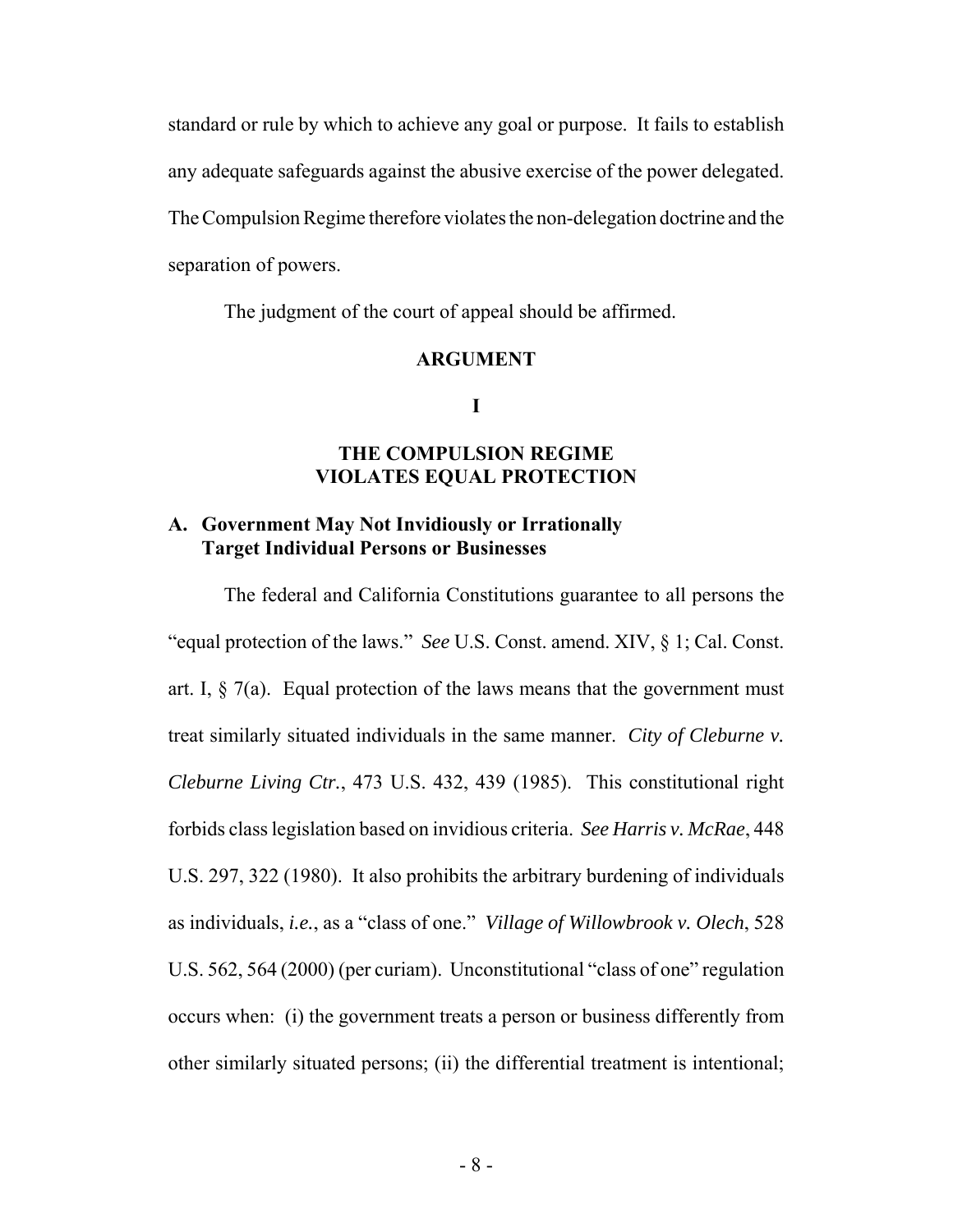standard or rule by which to achieve any goal or purpose. It fails to establish any adequate safeguards against the abusive exercise of the power delegated. The Compulsion Regime therefore violates the non-delegation doctrine and the separation of powers.

The judgment of the court of appeal should be affirmed.

# ARGUMENT

## I

## THE COMPULSION REGIME VIOLATES EQUAL PROTECTION

### A. Government May Not Invidiously or Irrationally Target Individual Persons or Businesses

The federal and California Constitutions guarantee to all persons the "equal protection of the laws." *See* U.S. Const. amend. XIV, § 1; Cal. Const. art. I, § 7(a). Equal protection of the laws means that the government must treat similarly situated individuals in the same manner. *City of Cleburne v. Cleburne Living Ctr.*, 473 U.S. 432, 439 (1985). This constitutional right forbids class legislation based on invidious criteria. *See Harris v. McRae*, 448 U.S. 297, 322 (1980). It also prohibits the arbitrary burdening of individuals as individuals, *i.e.*, as a "class of one." *Village of Willowbrook v. Olech*, 528 U.S. 562, 564 (2000) (per curiam). Unconstitutional "class of one" regulation occurs when: (i) the government treats a person or business differently from other similarly situated persons; (ii) the differential treatment is intentional;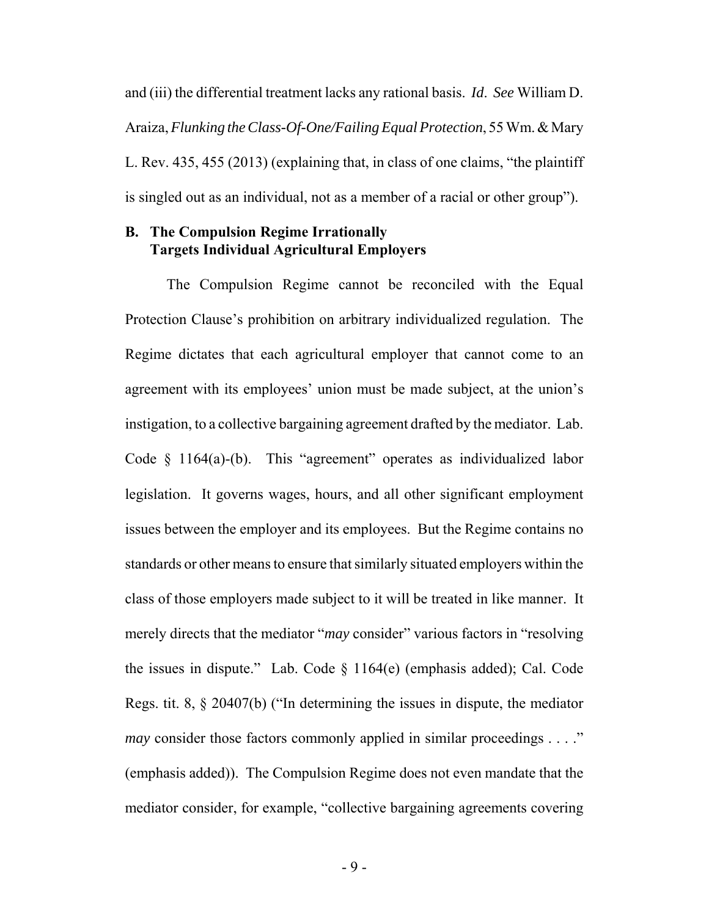and (iii) the differential treatment lacks any rational basis. *Id*. *See* William D. Araiza, *Flunking the Class-Of-One/Failing Equal Protection*, 55 Wm. & Mary L. Rev. 435, 455 (2013) (explaining that, in class of one claims, "the plaintiff is singled out as an individual, not as a member of a racial or other group").

### B. The Compulsion Regime Irrationally Targets Individual Agricultural Employers

The Compulsion Regime cannot be reconciled with the Equal Protection Clause's prohibition on arbitrary individualized regulation. The Regime dictates that each agricultural employer that cannot come to an agreement with its employees' union must be made subject, at the union's instigation, to a collective bargaining agreement drafted by the mediator. Lab. Code § 1164(a)-(b). This "agreement" operates as individualized labor legislation. It governs wages, hours, and all other significant employment issues between the employer and its employees. But the Regime contains no standards or other means to ensure that similarly situated employers within the class of those employers made subject to it will be treated in like manner. It merely directs that the mediator "*may* consider" various factors in "resolving the issues in dispute." Lab. Code § 1164(e) (emphasis added); Cal. Code Regs. tit. 8, § 20407(b) ("In determining the issues in dispute, the mediator *may* consider those factors commonly applied in similar proceedings . . . ." (emphasis added)). The Compulsion Regime does not even mandate that the mediator consider, for example, "collective bargaining agreements covering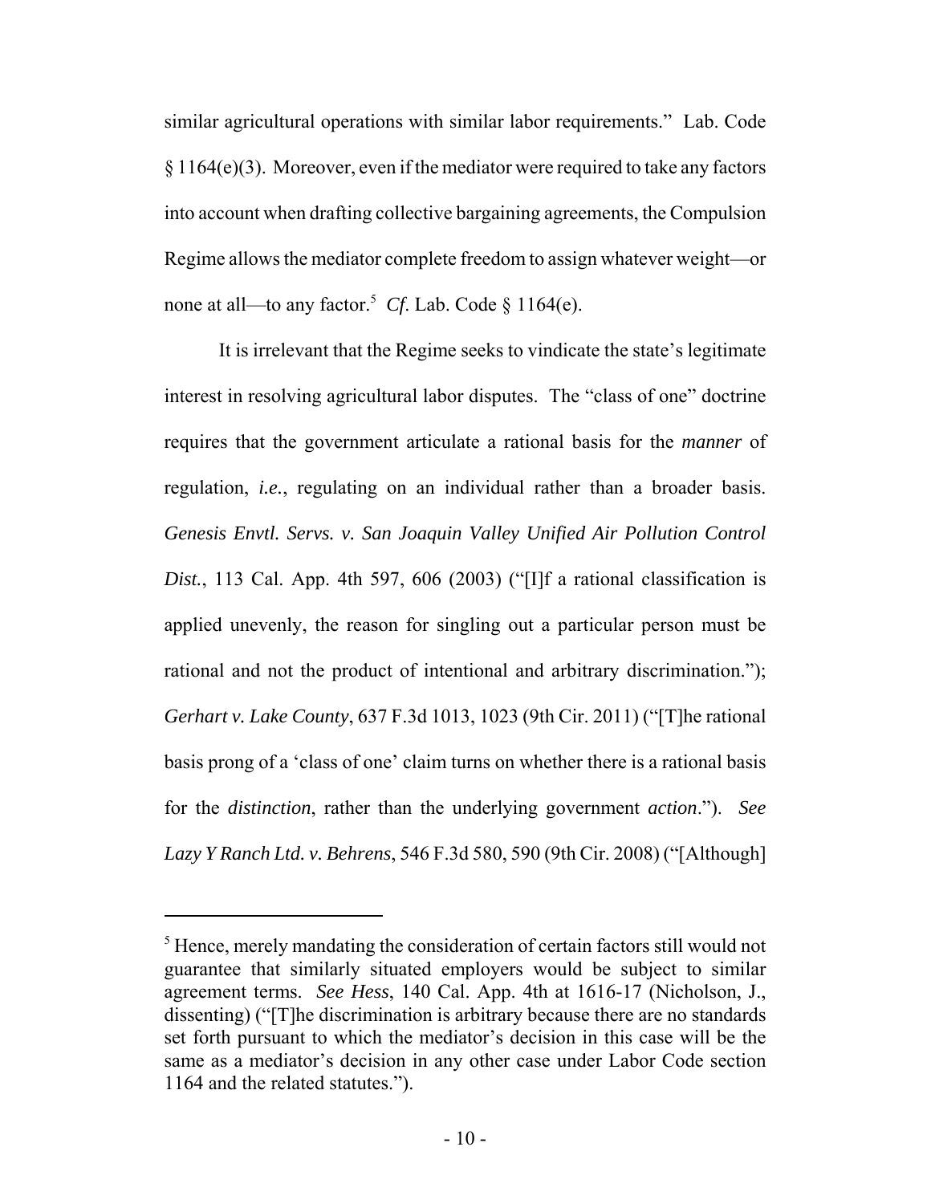similar agricultural operations with similar labor requirements." Lab. Code § 1164(e)(3). Moreover, even if the mediator were required to take any factors into account when drafting collective bargaining agreements, the Compulsion Regime allows the mediator complete freedom to assign whatever weight—or none at all—to any factor.[5] *Cf.* Lab. Code § 1164(e).

It is irrelevant that the Regime seeks to vindicate the state's legitimate interest in resolving agricultural labor disputes. The "class of one" doctrine requires that the government articulate a rational basis for the *manner* of regulation, *i.e.*, regulating on an individual rather than a broader basis. *Genesis Envtl. Servs. v. San Joaquin Valley Unified Air Pollution Control Dist.*, 113 Cal. App. 4th 597, 606 (2003) ("[I]f a rational classification is applied unevenly, the reason for singling out a particular person must be rational and not the product of intentional and arbitrary discrimination."); *Gerhart v. Lake County*, 637 F.3d 1013, 1023 (9th Cir. 2011) ("[T]he rational basis prong of a 'class of one' claim turns on whether there is a rational basis for the *distinction*, rather than the underlying government *action*."). *See Lazy Y Ranch Ltd. v. Behrens*, 546 F.3d 580, 590 (9th Cir. 2008) ("[Although]

[5] Hence, merely mandating the consideration of certain factors still would not guarantee that similarly situated employers would be subject to similar agreement terms. *See Hess*, 140 Cal. App. 4th at 1616-17 (Nicholson, J., dissenting) ("[T]he discrimination is arbitrary because there are no standards set forth pursuant to which the mediator's decision in this case will be the same as a mediator's decision in any other case under Labor Code section 1164 and the related statutes.").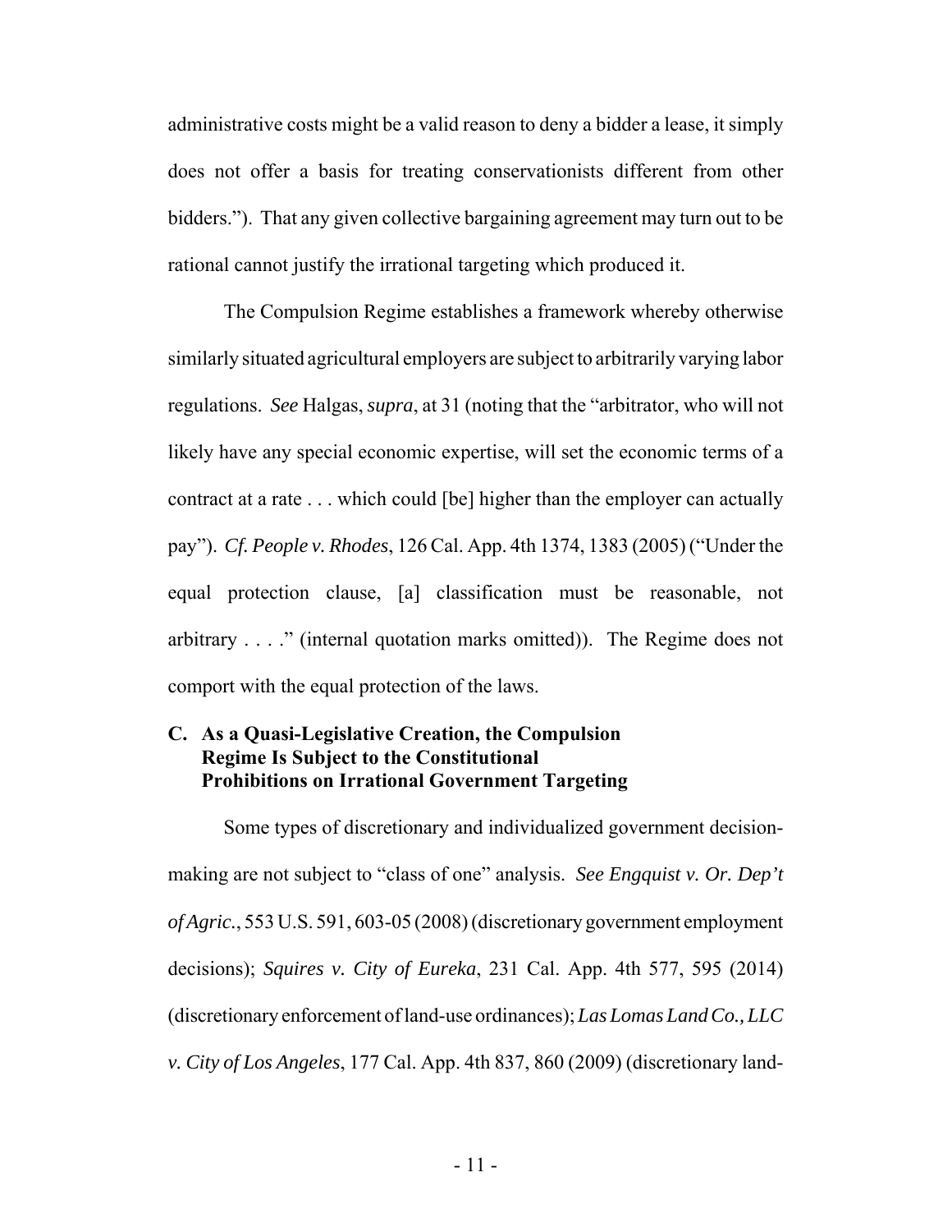administrative costs might be a valid reason to deny a bidder a lease, it simply does not offer a basis for treating conservationists different from other bidders."). That any given collective bargaining agreement may turn out to be rational cannot justify the irrational targeting which produced it.

The Compulsion Regime establishes a framework whereby otherwise similarly situated agricultural employers are subject to arbitrarily varying labor regulations. *See* Halgas, *supra*, at 31 (noting that the "arbitrator, who will not likely have any special economic expertise, will set the economic terms of a contract at a rate . . . which could [be] higher than the employer can actually pay"). *Cf. People v. Rhodes*, 126 Cal. App. 4th 1374, 1383 (2005) ("Under the equal protection clause, [a] classification must be reasonable, not arbitrary . . . ." (internal quotation marks omitted)). The Regime does not comport with the equal protection of the laws.

### C. As a Quasi-Legislative Creation, the Compulsion Regime Is Subject to the Constitutional Prohibitions on Irrational Government Targeting

Some types of discretionary and individualized government decision-making are not subject to "class of one" analysis. *See Engquist v. Or. Dep't of Agric.*, 553 U.S. 591, 603-05 (2008) (discretionary government employment decisions); *Squires v. City of Eureka*, 231 Cal. App. 4th 577, 595 (2014) (discretionary enforcement of land-use ordinances); *Las Lomas Land Co., LLC v. City of Los Angeles*, 177 Cal. App. 4th 837, 860 (2009) (discretionary land-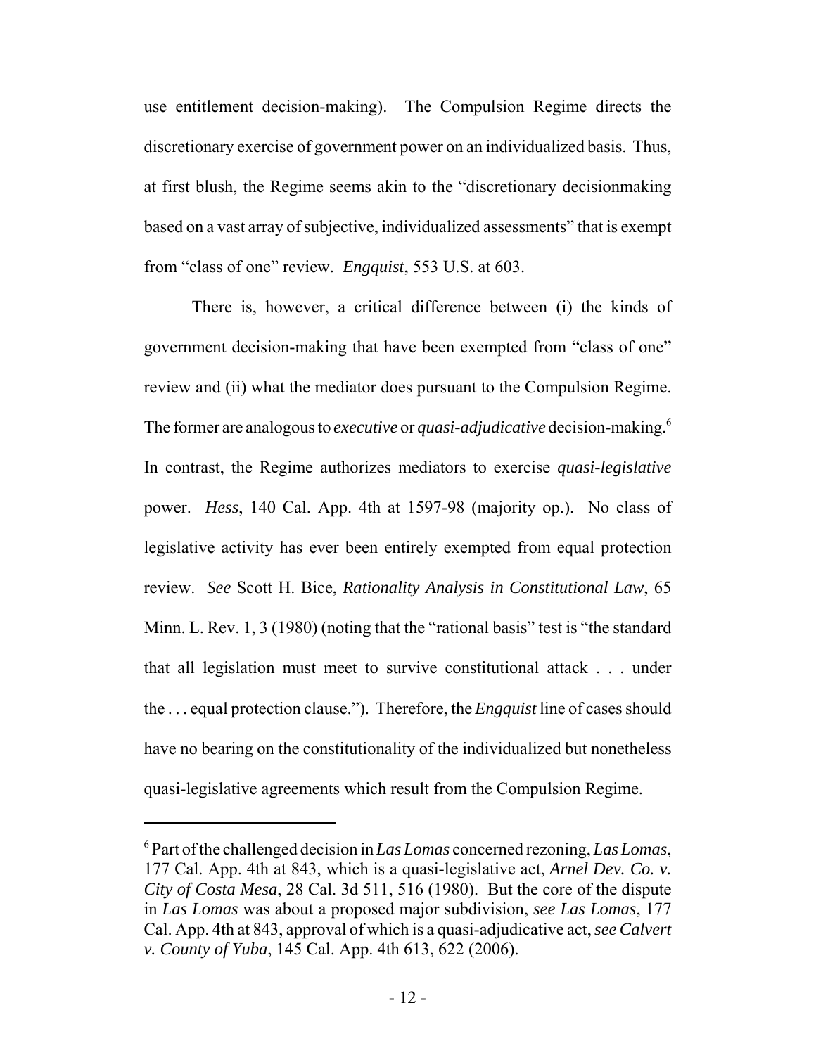use entitlement decision-making). The Compulsion Regime directs the discretionary exercise of government power on an individualized basis. Thus, at first blush, the Regime seems akin to the "discretionary decisionmaking based on a vast array of subjective, individualized assessments" that is exempt from "class of one" review. *Engquist*, 553 U.S. at 603.

There is, however, a critical difference between (i) the kinds of government decision-making that have been exempted from "class of one" review and (ii) what the mediator does pursuant to the Compulsion Regime. The former are analogous to *executive* or *quasi-adjudicative* decision-making.[6] In contrast, the Regime authorizes mediators to exercise *quasi-legislative* power. *Hess*, 140 Cal. App. 4th at 1597-98 (majority op.). No class of legislative activity has ever been entirely exempted from equal protection review. *See* Scott H. Bice, *Rationality Analysis in Constitutional Law*, 65 Minn. L. Rev. 1, 3 (1980) (noting that the "rational basis" test is "the standard that all legislation must meet to survive constitutional attack . . . under the . . . equal protection clause."). Therefore, the *Engquist* line of cases should have no bearing on the constitutionality of the individualized but nonetheless quasi-legislative agreements which result from the Compulsion Regime.

---

[6] Part of the challenged decision in *Las Lomas* concerned rezoning, *Las Lomas*, 177 Cal. App. 4th at 843, which is a quasi-legislative act, *Arnel Dev. Co. v. City of Costa Mesa*, 28 Cal. 3d 511, 516 (1980). But the core of the dispute in *Las Lomas* was about a proposed major subdivision, *see Las Lomas*, 177 Cal. App. 4th at 843, approval of which is a quasi-adjudicative act, *see Calvert v. County of Yuba*, 145 Cal. App. 4th 613, 622 (2006).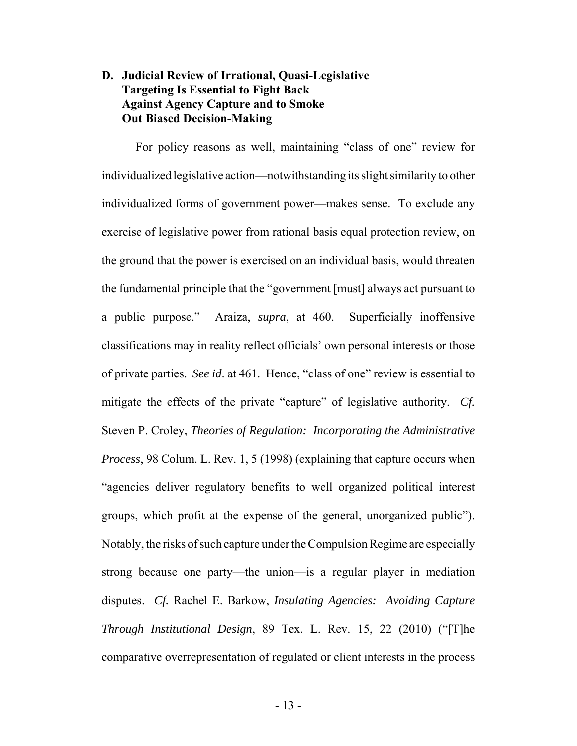### D. Judicial Review of Irrational, Quasi-Legislative Targeting Is Essential to Fight Back Against Agency Capture and to Smoke Out Biased Decision-Making

For policy reasons as well, maintaining "class of one" review for individualized legislative action—notwithstanding its slight similarity to other individualized forms of government power—makes sense. To exclude any exercise of legislative power from rational basis equal protection review, on the ground that the power is exercised on an individual basis, would threaten the fundamental principle that the "government [must] always act pursuant to a public purpose." Araiza, *supra*, at 460. Superficially inoffensive classifications may in reality reflect officials' own personal interests or those of private parties. *See id*. at 461. Hence, "class of one" review is essential to mitigate the effects of the private "capture" of legislative authority. *Cf.* Steven P. Croley, *Theories of Regulation: Incorporating the Administrative Process*, 98 Colum. L. Rev. 1, 5 (1998) (explaining that capture occurs when "agencies deliver regulatory benefits to well organized political interest groups, which profit at the expense of the general, unorganized public"). Notably, the risks of such capture under the Compulsion Regime are especially strong because one party—the union—is a regular player in mediation disputes. *Cf.* Rachel E. Barkow, *Insulating Agencies: Avoiding Capture Through Institutional Design*, 89 Tex. L. Rev. 15, 22 (2010) ("[T]he comparative overrepresentation of regulated or client interests in the process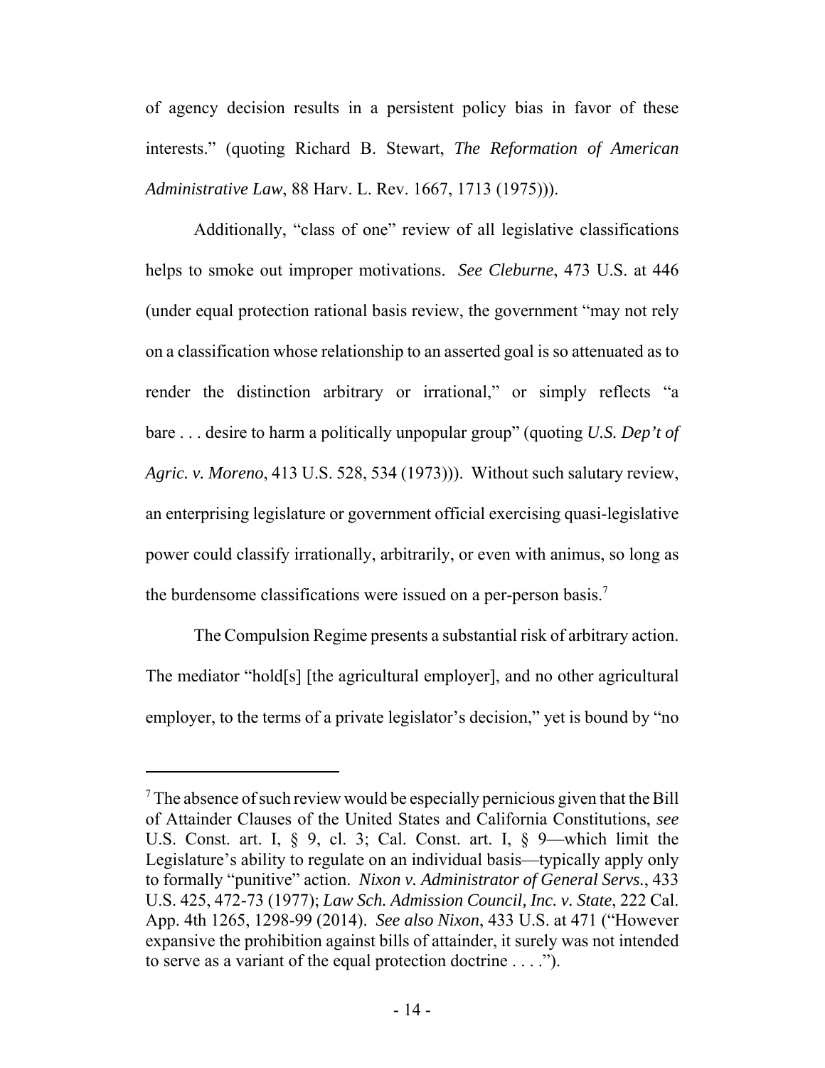of agency decision results in a persistent policy bias in favor of these interests." (quoting Richard B. Stewart, *The Reformation of American Administrative Law*, 88 Harv. L. Rev. 1667, 1713 (1975))).

Additionally, "class of one" review of all legislative classifications helps to smoke out improper motivations. *See Cleburne*, 473 U.S. at 446 (under equal protection rational basis review, the government "may not rely on a classification whose relationship to an asserted goal is so attenuated as to render the distinction arbitrary or irrational," or simply reflects "a bare . . . desire to harm a politically unpopular group" (quoting *U.S. Dep't of Agric. v. Moreno*, 413 U.S. 528, 534 (1973))). Without such salutary review, an enterprising legislature or government official exercising quasi-legislative power could classify irrationally, arbitrarily, or even with animus, so long as the burdensome classifications were issued on a per-person basis.[7]

The Compulsion Regime presents a substantial risk of arbitrary action. The mediator "hold[s] [the agricultural employer], and no other agricultural employer, to the terms of a private legislator's decision," yet is bound by "no

[7] The absence of such review would be especially pernicious given that the Bill of Attainder Clauses of the United States and California Constitutions, *see* U.S. Const. art. I, § 9, cl. 3; Cal. Const. art. I, § 9—which limit the Legislature's ability to regulate on an individual basis—typically apply only to formally "punitive" action. *Nixon v. Administrator of General Servs.*, 433 U.S. 425, 472-73 (1977); *Law Sch. Admission Council, Inc. v. State*, 222 Cal. App. 4th 1265, 1298-99 (2014). *See also Nixon*, 433 U.S. at 471 ("However expansive the prohibition against bills of attainder, it surely was not intended to serve as a variant of the equal protection doctrine . . . .").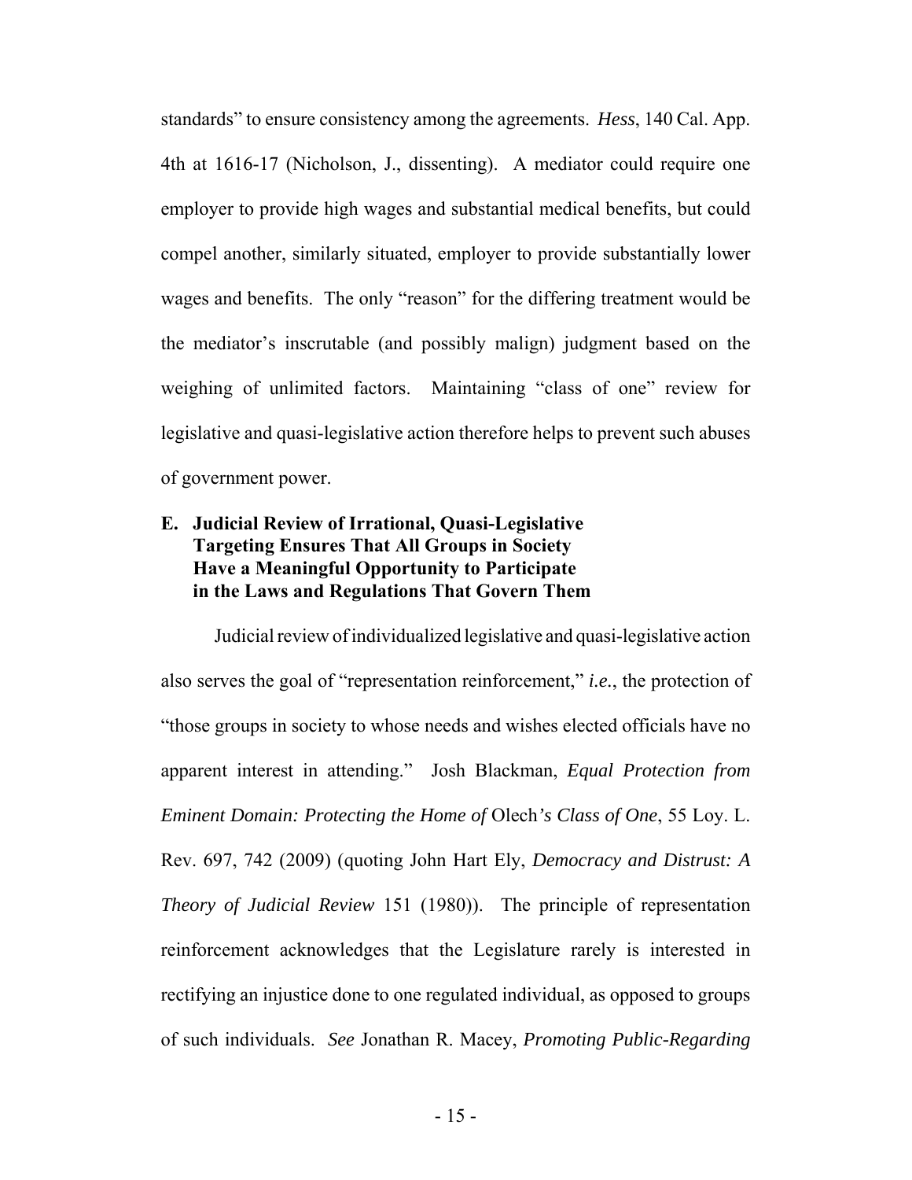standards" to ensure consistency among the agreements. *Hess*, 140 Cal. App. 4th at 1616-17 (Nicholson, J., dissenting). A mediator could require one employer to provide high wages and substantial medical benefits, but could compel another, similarly situated, employer to provide substantially lower wages and benefits. The only "reason" for the differing treatment would be the mediator's inscrutable (and possibly malign) judgment based on the weighing of unlimited factors. Maintaining "class of one" review for legislative and quasi-legislative action therefore helps to prevent such abuses of government power.

### E. Judicial Review of Irrational, Quasi-Legislative Targeting Ensures That All Groups in Society Have a Meaningful Opportunity to Participate in the Laws and Regulations That Govern Them

Judicial review of individualized legislative and quasi-legislative action also serves the goal of "representation reinforcement," *i.e.*, the protection of "those groups in society to whose needs and wishes elected officials have no apparent interest in attending." Josh Blackman, *Equal Protection from Eminent Domain: Protecting the Home of* Olech*'s Class of One*, 55 Loy. L. Rev. 697, 742 (2009) (quoting John Hart Ely, *Democracy and Distrust: A Theory of Judicial Review* 151 (1980)). The principle of representation reinforcement acknowledges that the Legislature rarely is interested in rectifying an injustice done to one regulated individual, as opposed to groups of such individuals. *See* Jonathan R. Macey, *Promoting Public-Regarding*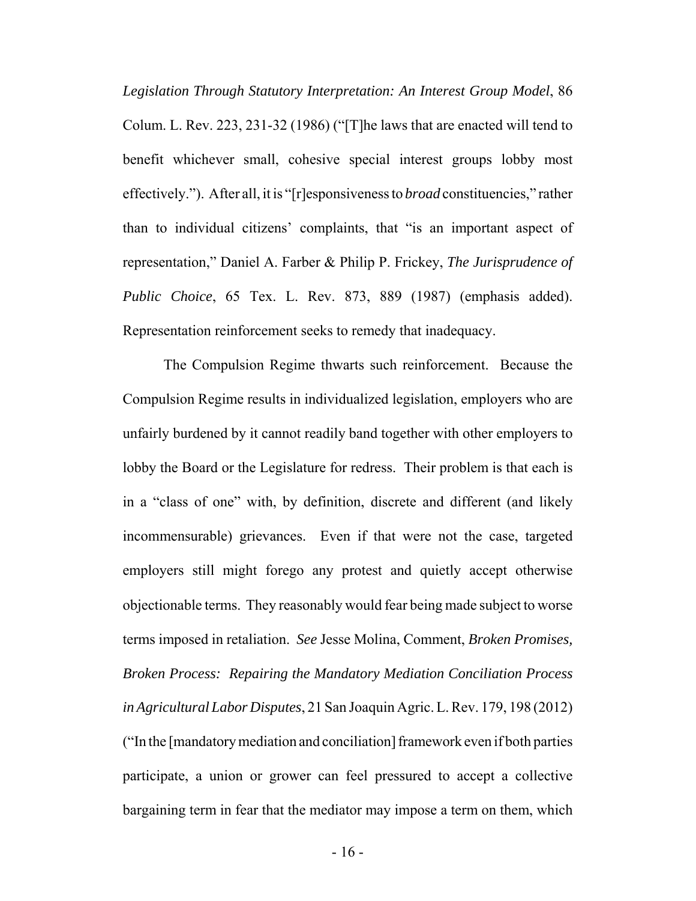*Legislation Through Statutory Interpretation: An Interest Group Model*, 86 Colum. L. Rev. 223, 231-32 (1986) ("[T]he laws that are enacted will tend to benefit whichever small, cohesive special interest groups lobby most effectively."). After all, it is "[r]esponsiveness to *broad* constituencies," rather than to individual citizens' complaints, that "is an important aspect of representation," Daniel A. Farber & Philip P. Frickey, *The Jurisprudence of Public Choice*, 65 Tex. L. Rev. 873, 889 (1987) (emphasis added). Representation reinforcement seeks to remedy that inadequacy.

The Compulsion Regime thwarts such reinforcement. Because the Compulsion Regime results in individualized legislation, employers who are unfairly burdened by it cannot readily band together with other employers to lobby the Board or the Legislature for redress. Their problem is that each is in a "class of one" with, by definition, discrete and different (and likely incommensurable) grievances. Even if that were not the case, targeted employers still might forego any protest and quietly accept otherwise objectionable terms. They reasonably would fear being made subject to worse terms imposed in retaliation. *See* Jesse Molina, Comment, *Broken Promises, Broken Process: Repairing the Mandatory Mediation Conciliation Process in Agricultural Labor Disputes*, 21 San Joaquin Agric. L. Rev. 179, 198 (2012) ("In the [mandatory mediation and conciliation] framework even if both parties participate, a union or grower can feel pressured to accept a collective bargaining term in fear that the mediator may impose a term on them, which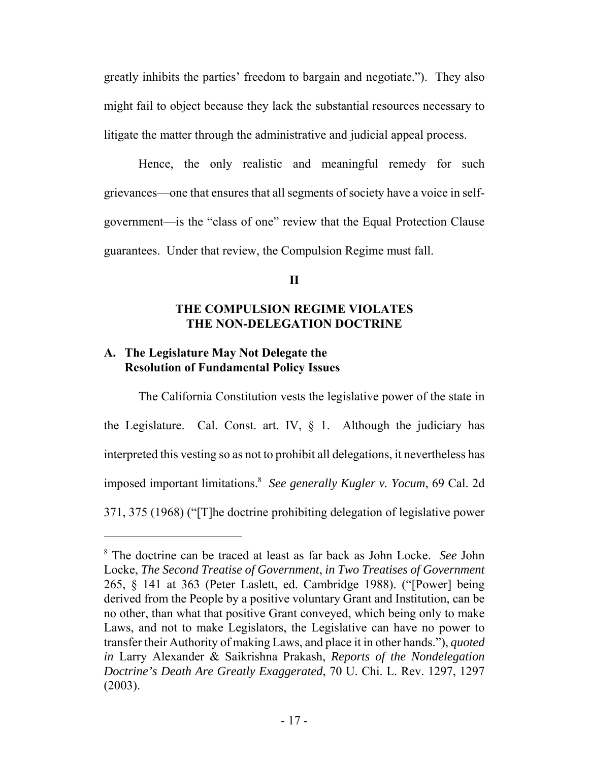greatly inhibits the parties' freedom to bargain and negotiate."). They also might fail to object because they lack the substantial resources necessary to litigate the matter through the administrative and judicial appeal process.

Hence, the only realistic and meaningful remedy for such grievances—one that ensures that all segments of society have a voice in self-government—is the "class of one" review that the Equal Protection Clause guarantees. Under that review, the Compulsion Regime must fall.

## II

## THE COMPULSION REGIME VIOLATES THE NON-DELEGATION DOCTRINE

### A. The Legislature May Not Delegate the Resolution of Fundamental Policy Issues

The California Constitution vests the legislative power of the state in the Legislature. Cal. Const. art. IV, § 1. Although the judiciary has interpreted this vesting so as not to prohibit all delegations, it nevertheless has imposed important limitations.[8] *See generally Kugler v. Yocum*, 69 Cal. 2d 371, 375 (1968) ("[T]he doctrine prohibiting delegation of legislative power

---

[8] The doctrine can be traced at least as far back as John Locke. *See* John Locke, *The Second Treatise of Government*, *in Two Treatises of Government* 265, § 141 at 363 (Peter Laslett, ed. Cambridge 1988). ("[Power] being derived from the People by a positive voluntary Grant and Institution, can be no other, than what that positive Grant conveyed, which being only to make Laws, and not to make Legislators, the Legislative can have no power to transfer their Authority of making Laws, and place it in other hands."), *quoted in* Larry Alexander & Saikrishna Prakash, *Reports of the Nondelegation Doctrine's Death Are Greatly Exaggerated*, 70 U. Chi. L. Rev. 1297, 1297 (2003).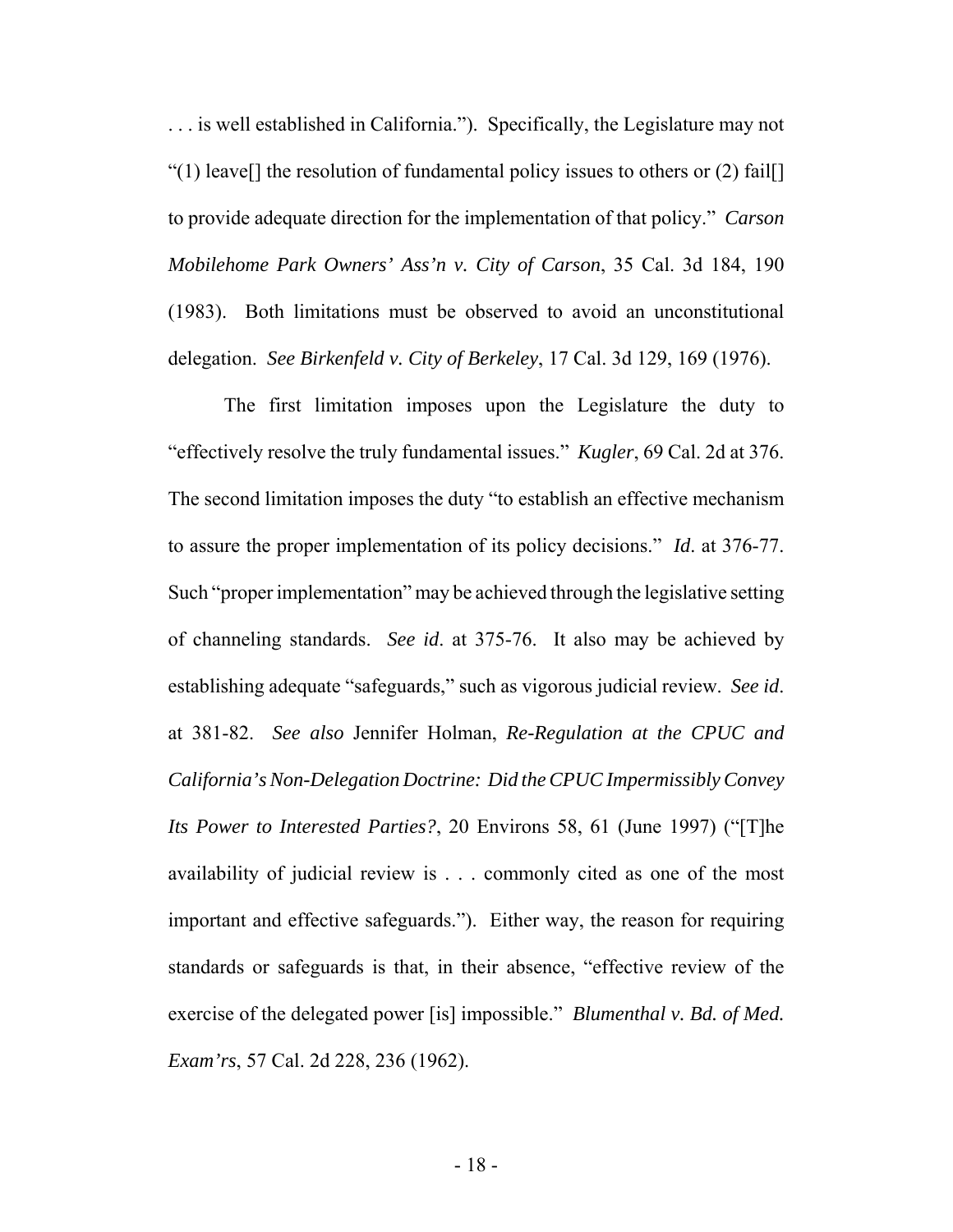. . . is well established in California."). Specifically, the Legislature may not "(1) leave[] the resolution of fundamental policy issues to others or (2) fail[] to provide adequate direction for the implementation of that policy." *Carson Mobilehome Park Owners' Ass'n v. City of Carson*, 35 Cal. 3d 184, 190 (1983). Both limitations must be observed to avoid an unconstitutional delegation. *See Birkenfeld v. City of Berkeley*, 17 Cal. 3d 129, 169 (1976).

The first limitation imposes upon the Legislature the duty to "effectively resolve the truly fundamental issues." *Kugler*, 69 Cal. 2d at 376. The second limitation imposes the duty "to establish an effective mechanism to assure the proper implementation of its policy decisions." *Id*. at 376-77. Such "proper implementation" may be achieved through the legislative setting of channeling standards. *See id*. at 375-76. It also may be achieved by establishing adequate "safeguards," such as vigorous judicial review. *See id*. at 381-82. *See also* Jennifer Holman, *Re-Regulation at the CPUC and California's Non-Delegation Doctrine: Did the CPUC Impermissibly Convey Its Power to Interested Parties?*, 20 Environs 58, 61 (June 1997) ("[T]he availability of judicial review is . . . commonly cited as one of the most important and effective safeguards."). Either way, the reason for requiring standards or safeguards is that, in their absence, "effective review of the exercise of the delegated power [is] impossible." *Blumenthal v. Bd. of Med. Exam'rs*, 57 Cal. 2d 228, 236 (1962).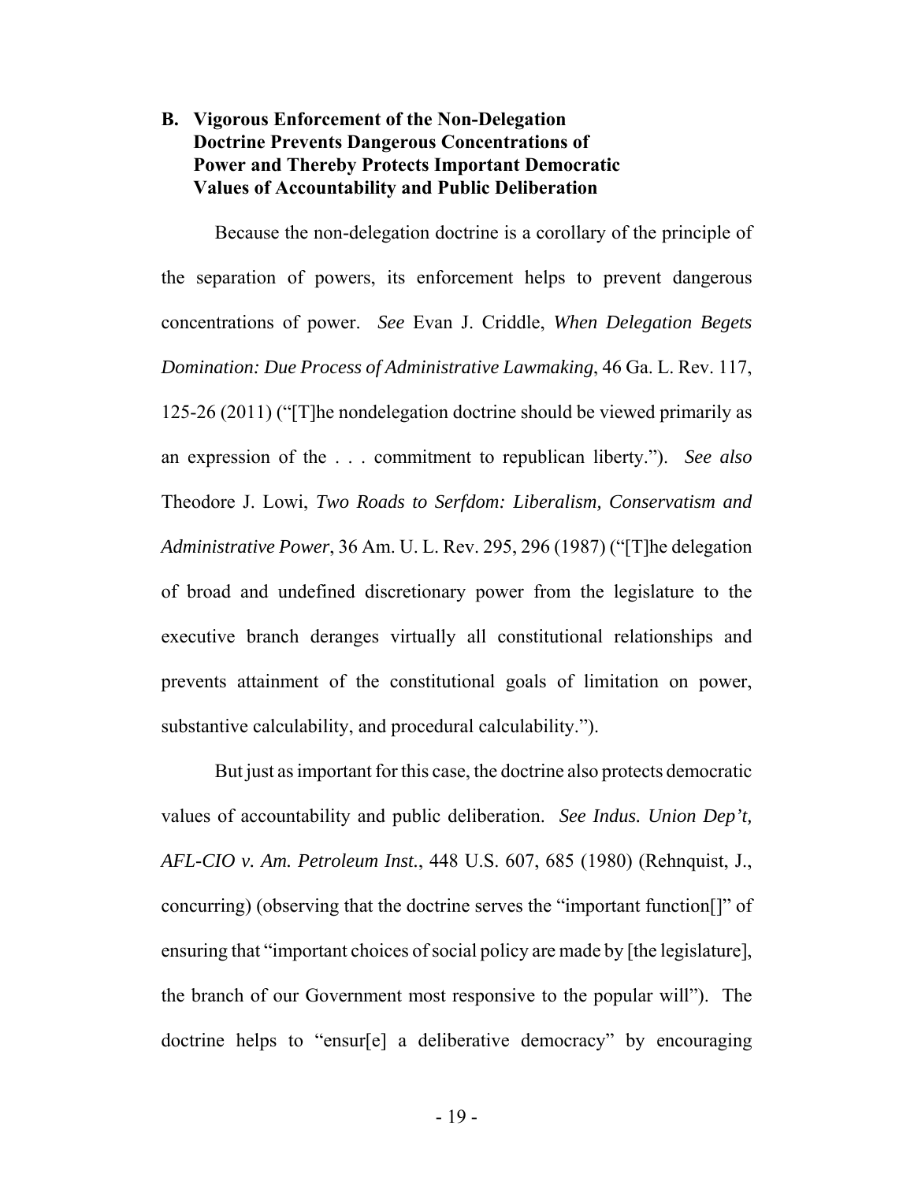### B. Vigorous Enforcement of the Non-Delegation Doctrine Prevents Dangerous Concentrations of Power and Thereby Protects Important Democratic Values of Accountability and Public Deliberation

Because the non-delegation doctrine is a corollary of the principle of the separation of powers, its enforcement helps to prevent dangerous concentrations of power. *See* Evan J. Criddle, *When Delegation Begets Domination: Due Process of Administrative Lawmaking*, 46 Ga. L. Rev. 117, 125-26 (2011) ("[T]he nondelegation doctrine should be viewed primarily as an expression of the . . . commitment to republican liberty."). *See also* Theodore J. Lowi, *Two Roads to Serfdom: Liberalism, Conservatism and Administrative Power*, 36 Am. U. L. Rev. 295, 296 (1987) ("[T]he delegation of broad and undefined discretionary power from the legislature to the executive branch deranges virtually all constitutional relationships and prevents attainment of the constitutional goals of limitation on power, substantive calculability, and procedural calculability.").

But just as important for this case, the doctrine also protects democratic values of accountability and public deliberation. *See Indus. Union Dep't, AFL-CIO v. Am. Petroleum Inst.*, 448 U.S. 607, 685 (1980) (Rehnquist, J., concurring) (observing that the doctrine serves the "important function[]" of ensuring that "important choices of social policy are made by [the legislature], the branch of our Government most responsive to the popular will"). The doctrine helps to "ensur[e] a deliberative democracy" by encouraging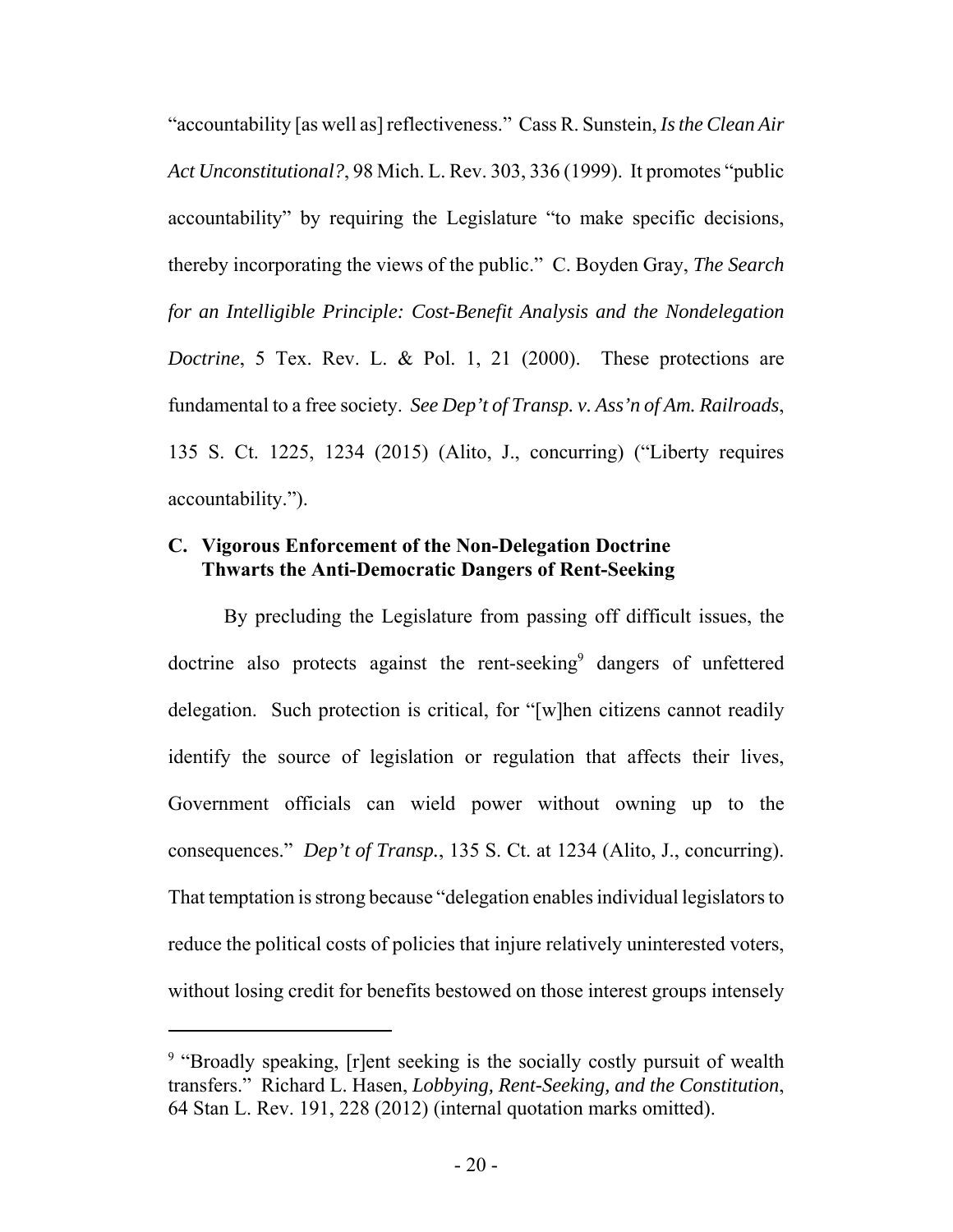"accountability [as well as] reflectiveness." Cass R. Sunstein, *Is the Clean Air Act Unconstitutional?*, 98 Mich. L. Rev. 303, 336 (1999). It promotes "public accountability" by requiring the Legislature "to make specific decisions, thereby incorporating the views of the public." C. Boyden Gray, *The Search for an Intelligible Principle: Cost-Benefit Analysis and the Nondelegation Doctrine*, 5 Tex. Rev. L. & Pol. 1, 21 (2000). These protections are fundamental to a free society. *See Dep't of Transp. v. Ass'n of Am. Railroads*, 135 S. Ct. 1225, 1234 (2015) (Alito, J., concurring) ("Liberty requires accountability.").

### C. Vigorous Enforcement of the Non-Delegation Doctrine Thwarts the Anti-Democratic Dangers of Rent-Seeking

By precluding the Legislature from passing off difficult issues, the doctrine also protects against the rent-seeking[9] dangers of unfettered delegation. Such protection is critical, for "[w]hen citizens cannot readily identify the source of legislation or regulation that affects their lives, Government officials can wield power without owning up to the consequences." *Dep't of Transp.*, 135 S. Ct. at 1234 (Alito, J., concurring). That temptation is strong because "delegation enables individual legislators to reduce the political costs of policies that injure relatively uninterested voters, without losing credit for benefits bestowed on those interest groups intensely

---

[9] "Broadly speaking, [r]ent seeking is the socially costly pursuit of wealth transfers." Richard L. Hasen, *Lobbying, Rent-Seeking, and the Constitution*, 64 Stan L. Rev. 191, 228 (2012) (internal quotation marks omitted).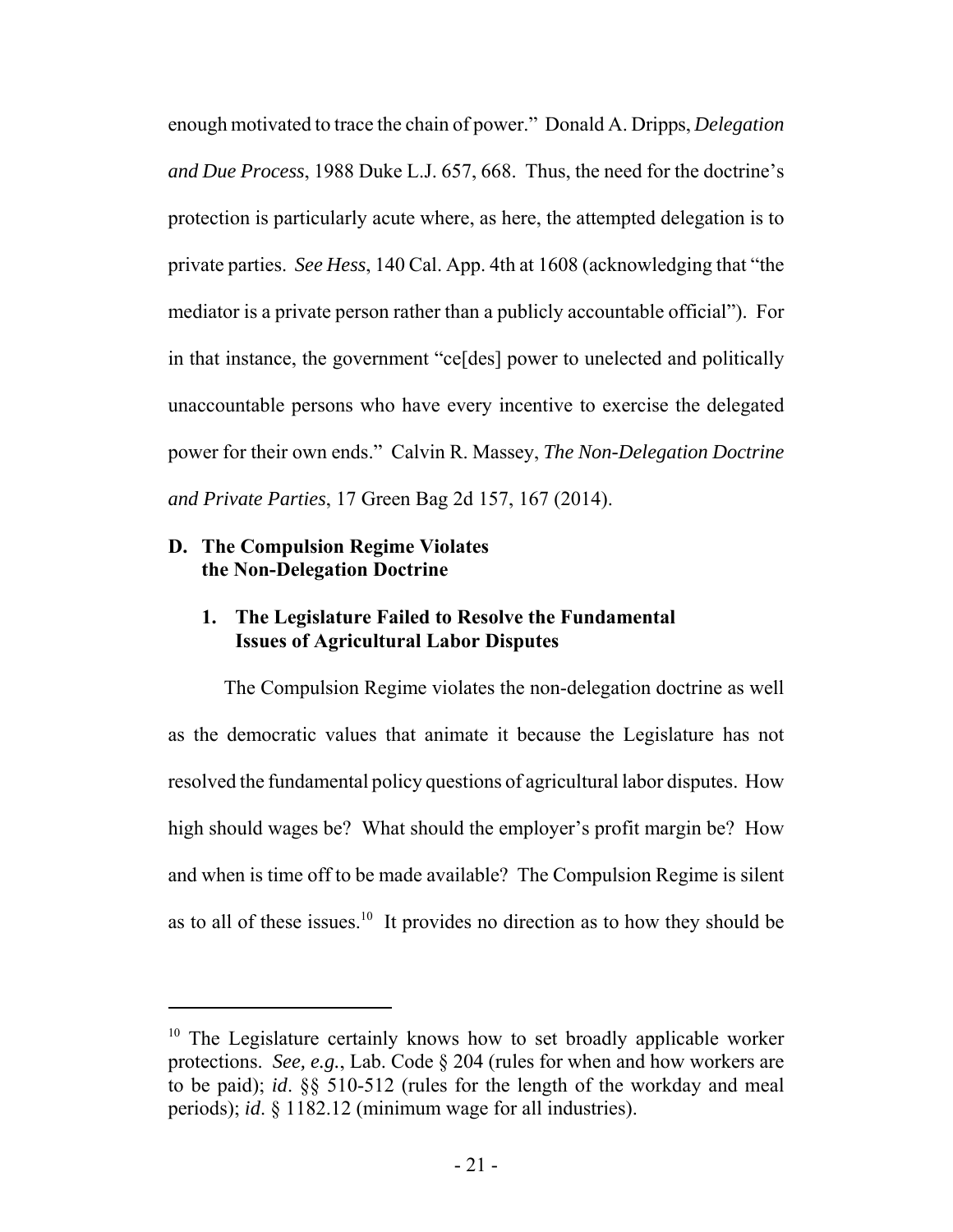enough motivated to trace the chain of power." Donald A. Dripps, *Delegation and Due Process*, 1988 Duke L.J. 657, 668. Thus, the need for the doctrine's protection is particularly acute where, as here, the attempted delegation is to private parties. *See Hess*, 140 Cal. App. 4th at 1608 (acknowledging that "the mediator is a private person rather than a publicly accountable official"). For in that instance, the government "ce[des] power to unelected and politically unaccountable persons who have every incentive to exercise the delegated power for their own ends." Calvin R. Massey, *The Non-Delegation Doctrine and Private Parties*, 17 Green Bag 2d 157, 167 (2014).

## D. The Compulsion Regime Violates the Non-Delegation Doctrine

### 1. The Legislature Failed to Resolve the Fundamental Issues of Agricultural Labor Disputes

The Compulsion Regime violates the non-delegation doctrine as well as the democratic values that animate it because the Legislature has not resolved the fundamental policy questions of agricultural labor disputes. How high should wages be? What should the employer's profit margin be? How and when is time off to be made available? The Compulsion Regime is silent as to all of these issues.[10] It provides no direction as to how they should be

---

[10] The Legislature certainly knows how to set broadly applicable worker protections. *See, e.g.*, Lab. Code § 204 (rules for when and how workers are to be paid); *id*. §§ 510-512 (rules for the length of the workday and meal periods); *id*. § 1182.12 (minimum wage for all industries).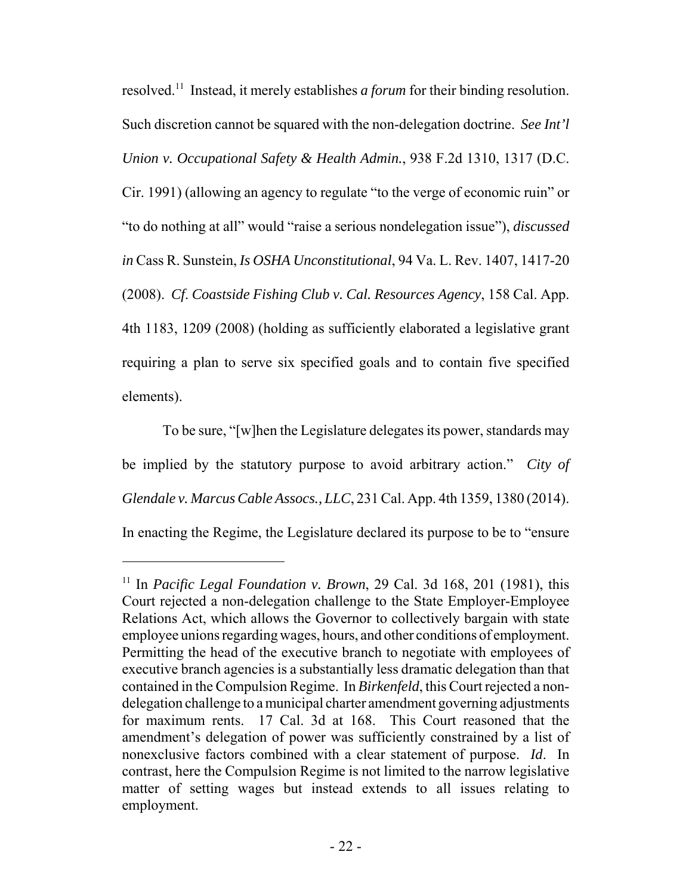resolved.[11] Instead, it merely establishes *a forum* for their binding resolution. Such discretion cannot be squared with the non-delegation doctrine. *See Int'l Union v. Occupational Safety & Health Admin.*, 938 F.2d 1310, 1317 (D.C. Cir. 1991) (allowing an agency to regulate "to the verge of economic ruin" or "to do nothing at all" would "raise a serious nondelegation issue"), *discussed in* Cass R. Sunstein, *Is OSHA Unconstitutional*, 94 Va. L. Rev. 1407, 1417-20 (2008). *Cf. Coastside Fishing Club v. Cal. Resources Agency*, 158 Cal. App. 4th 1183, 1209 (2008) (holding as sufficiently elaborated a legislative grant requiring a plan to serve six specified goals and to contain five specified elements).

To be sure, "[w]hen the Legislature delegates its power, standards may be implied by the statutory purpose to avoid arbitrary action." *City of Glendale v. Marcus Cable Assocs., LLC*, 231 Cal. App. 4th 1359, 1380 (2014). In enacting the Regime, the Legislature declared its purpose to be to "ensure

---

[11] In *Pacific Legal Foundation v. Brown*, 29 Cal. 3d 168, 201 (1981), this Court rejected a non-delegation challenge to the State Employer-Employee Relations Act, which allows the Governor to collectively bargain with state employee unions regarding wages, hours, and other conditions of employment. Permitting the head of the executive branch to negotiate with employees of executive branch agencies is a substantially less dramatic delegation than that contained in the Compulsion Regime. In *Birkenfeld*, this Court rejected a non-delegation challenge to a municipal charter amendment governing adjustments for maximum rents. 17 Cal. 3d at 168. This Court reasoned that the amendment's delegation of power was sufficiently constrained by a list of nonexclusive factors combined with a clear statement of purpose. *Id*. In contrast, here the Compulsion Regime is not limited to the narrow legislative matter of setting wages but instead extends to all issues relating to employment.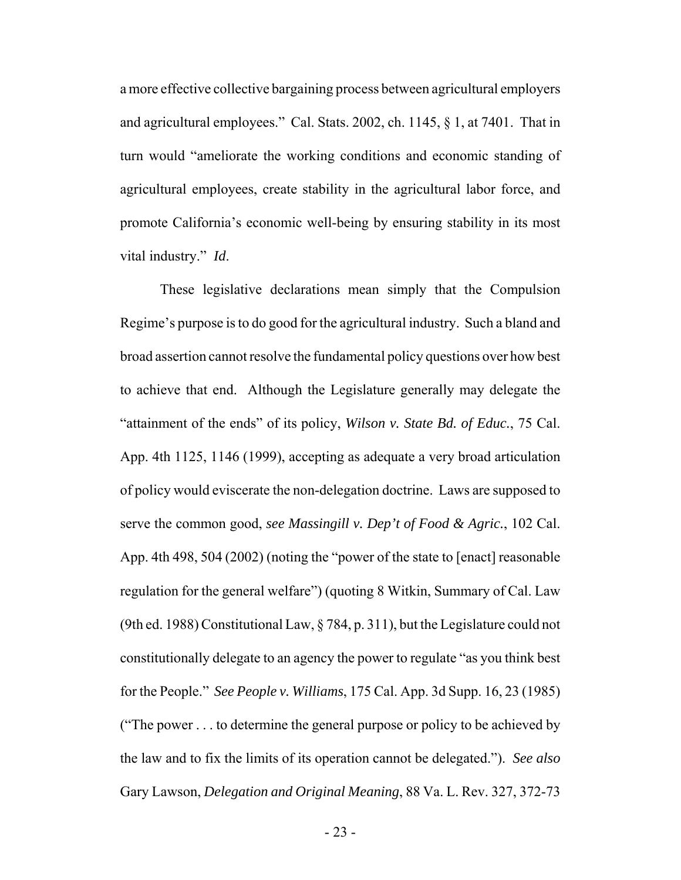a more effective collective bargaining process between agricultural employers and agricultural employees." Cal. Stats. 2002, ch. 1145, § 1, at 7401. That in turn would "ameliorate the working conditions and economic standing of agricultural employees, create stability in the agricultural labor force, and promote California's economic well-being by ensuring stability in its most vital industry." *Id*.

These legislative declarations mean simply that the Compulsion Regime's purpose is to do good for the agricultural industry. Such a bland and broad assertion cannot resolve the fundamental policy questions over how best to achieve that end. Although the Legislature generally may delegate the "attainment of the ends" of its policy, *Wilson v. State Bd. of Educ.*, 75 Cal. App. 4th 1125, 1146 (1999), accepting as adequate a very broad articulation of policy would eviscerate the non-delegation doctrine. Laws are supposed to serve the common good, *see Massingill v. Dep't of Food & Agric.*, 102 Cal. App. 4th 498, 504 (2002) (noting the "power of the state to [enact] reasonable regulation for the general welfare") (quoting 8 Witkin, Summary of Cal. Law (9th ed. 1988) Constitutional Law, § 784, p. 311), but the Legislature could not constitutionally delegate to an agency the power to regulate "as you think best for the People." *See People v. Williams*, 175 Cal. App. 3d Supp. 16, 23 (1985) ("The power . . . to determine the general purpose or policy to be achieved by the law and to fix the limits of its operation cannot be delegated."). *See also* Gary Lawson, *Delegation and Original Meaning*, 88 Va. L. Rev. 327, 372-73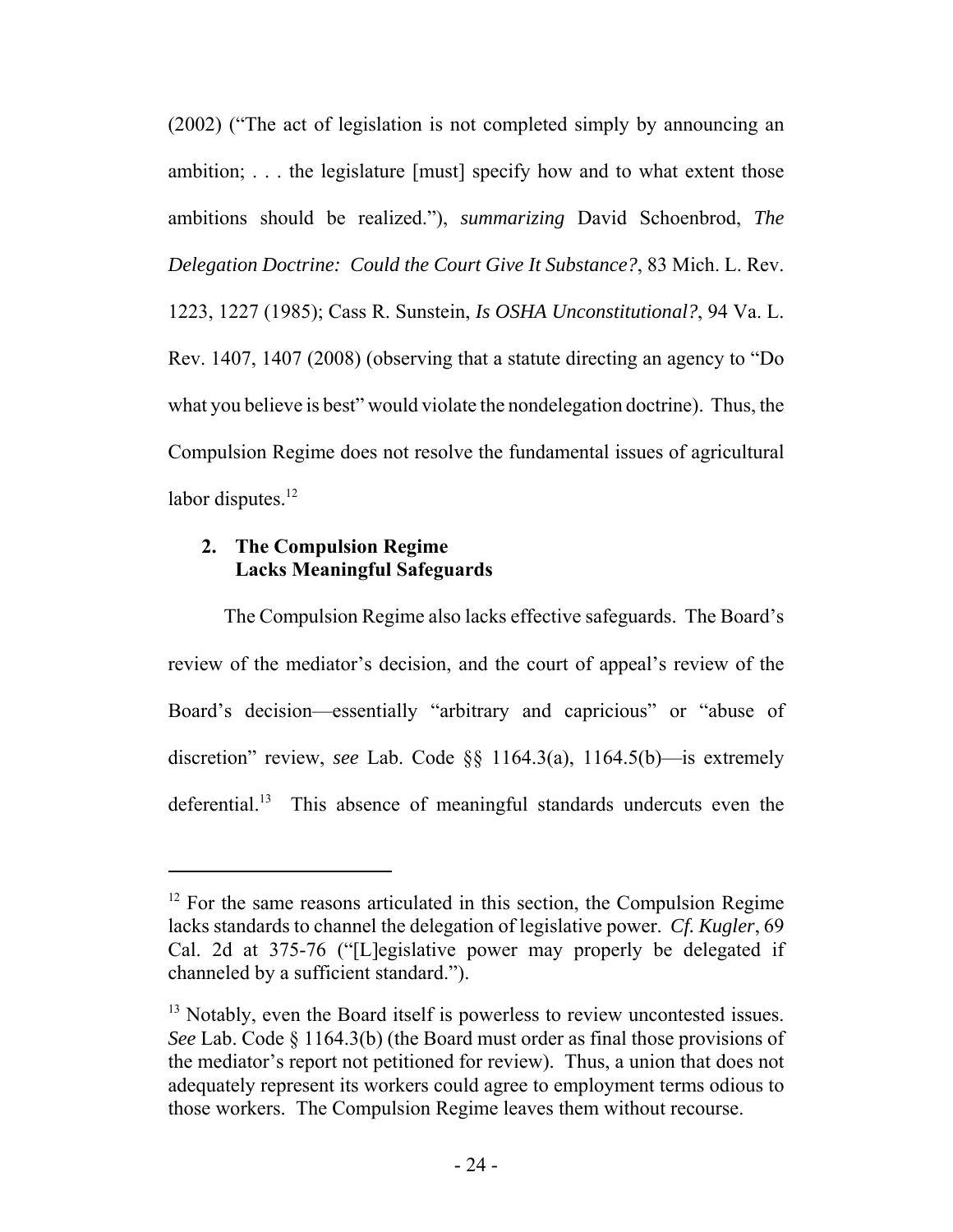(2002) ("The act of legislation is not completed simply by announcing an ambition; . . . the legislature [must] specify how and to what extent those ambitions should be realized."), *summarizing* David Schoenbrod, *The Delegation Doctrine: Could the Court Give It Substance?*, 83 Mich. L. Rev. 1223, 1227 (1985); Cass R. Sunstein, *Is OSHA Unconstitutional?*, 94 Va. L. Rev. 1407, 1407 (2008) (observing that a statute directing an agency to "Do what you believe is best" would violate the nondelegation doctrine). Thus, the Compulsion Regime does not resolve the fundamental issues of agricultural labor disputes.[12]

### 2. The Compulsion Regime Lacks Meaningful Safeguards

The Compulsion Regime also lacks effective safeguards. The Board's review of the mediator's decision, and the court of appeal's review of the Board's decision—essentially "arbitrary and capricious" or "abuse of discretion" review, *see* Lab. Code §§ 1164.3(a), 1164.5(b)—is extremely deferential.[13] This absence of meaningful standards undercuts even the

---

[12] For the same reasons articulated in this section, the Compulsion Regime lacks standards to channel the delegation of legislative power. *Cf. Kugler*, 69 Cal. 2d at 375-76 ("[L]egislative power may properly be delegated if channeled by a sufficient standard.").

[13] Notably, even the Board itself is powerless to review uncontested issues. *See* Lab. Code § 1164.3(b) (the Board must order as final those provisions of the mediator's report not petitioned for review). Thus, a union that does not adequately represent its workers could agree to employment terms odious to those workers. The Compulsion Regime leaves them without recourse.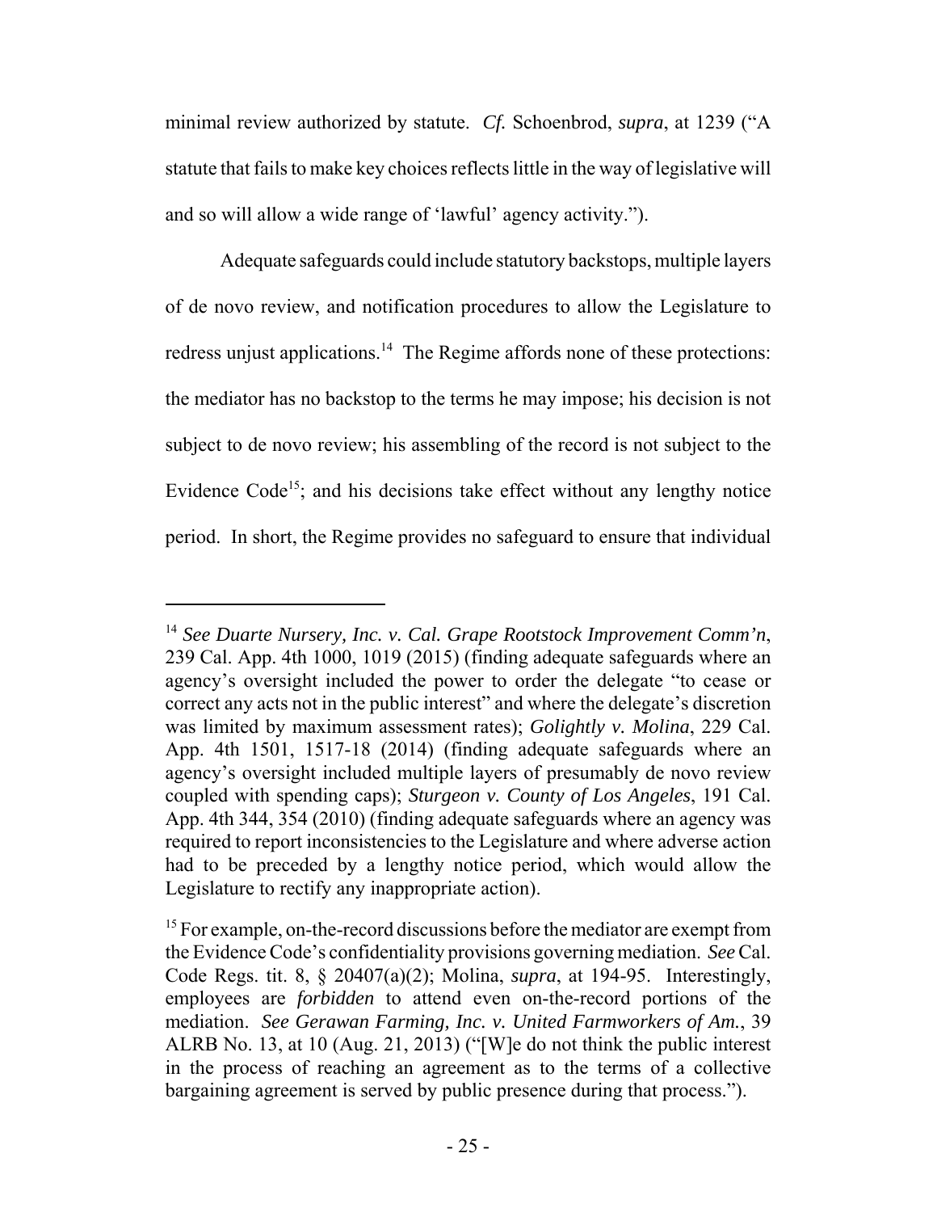minimal review authorized by statute. *Cf.* Schoenbrod, *supra*, at 1239 ("A statute that fails to make key choices reflects little in the way of legislative will and so will allow a wide range of 'lawful' agency activity.").

Adequate safeguards could include statutory backstops, multiple layers of de novo review, and notification procedures to allow the Legislature to redress unjust applications.[14] The Regime affords none of these protections: the mediator has no backstop to the terms he may impose; his decision is not subject to de novo review; his assembling of the record is not subject to the Evidence Code[15]; and his decisions take effect without any lengthy notice period. In short, the Regime provides no safeguard to ensure that individual

---

[14] *See Duarte Nursery, Inc. v. Cal. Grape Rootstock Improvement Comm'n*, 239 Cal. App. 4th 1000, 1019 (2015) (finding adequate safeguards where an agency's oversight included the power to order the delegate "to cease or correct any acts not in the public interest" and where the delegate's discretion was limited by maximum assessment rates); *Golightly v. Molina*, 229 Cal. App. 4th 1501, 1517-18 (2014) (finding adequate safeguards where an agency's oversight included multiple layers of presumably de novo review coupled with spending caps); *Sturgeon v. County of Los Angeles*, 191 Cal. App. 4th 344, 354 (2010) (finding adequate safeguards where an agency was required to report inconsistencies to the Legislature and where adverse action had to be preceded by a lengthy notice period, which would allow the Legislature to rectify any inappropriate action).

[15] For example, on-the-record discussions before the mediator are exempt from the Evidence Code's confidentiality provisions governing mediation. *See* Cal. Code Regs. tit. 8, § 20407(a)(2); Molina, *supra*, at 194-95. Interestingly, employees are *forbidden* to attend even on-the-record portions of the mediation. *See Gerawan Farming, Inc. v. United Farmworkers of Am.*, 39 ALRB No. 13, at 10 (Aug. 21, 2013) ("[W]e do not think the public interest in the process of reaching an agreement as to the terms of a collective bargaining agreement is served by public presence during that process.").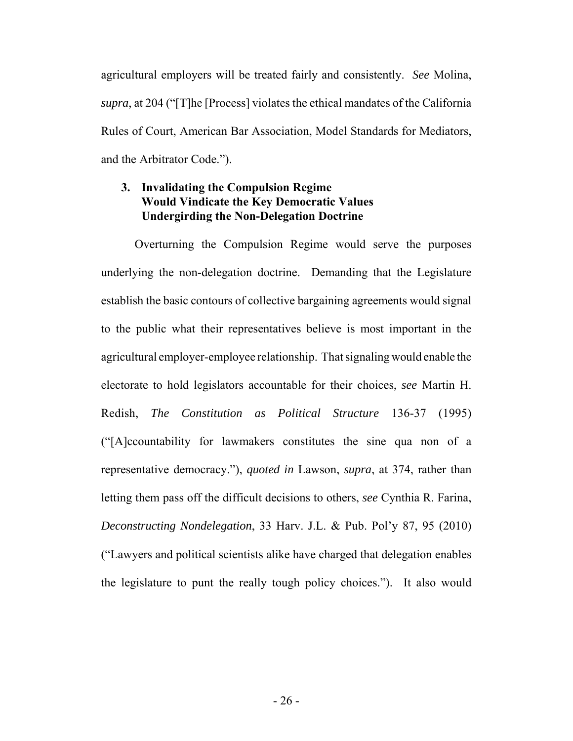agricultural employers will be treated fairly and consistently. *See* Molina, *supra*, at 204 ("[T]he [Process] violates the ethical mandates of the California Rules of Court, American Bar Association, Model Standards for Mediators, and the Arbitrator Code.").

### 3. Invalidating the Compulsion Regime Would Vindicate the Key Democratic Values Undergirding the Non-Delegation Doctrine

Overturning the Compulsion Regime would serve the purposes underlying the non-delegation doctrine. Demanding that the Legislature establish the basic contours of collective bargaining agreements would signal to the public what their representatives believe is most important in the agricultural employer-employee relationship. That signaling would enable the electorate to hold legislators accountable for their choices, *see* Martin H. Redish, *The Constitution as Political Structure* 136-37 (1995) ("[A]ccountability for lawmakers constitutes the sine qua non of a representative democracy."), *quoted in* Lawson, *supra*, at 374, rather than letting them pass off the difficult decisions to others, *see* Cynthia R. Farina, *Deconstructing Nondelegation*, 33 Harv. J.L. & Pub. Pol'y 87, 95 (2010) ("Lawyers and political scientists alike have charged that delegation enables the legislature to punt the really tough policy choices."). It also would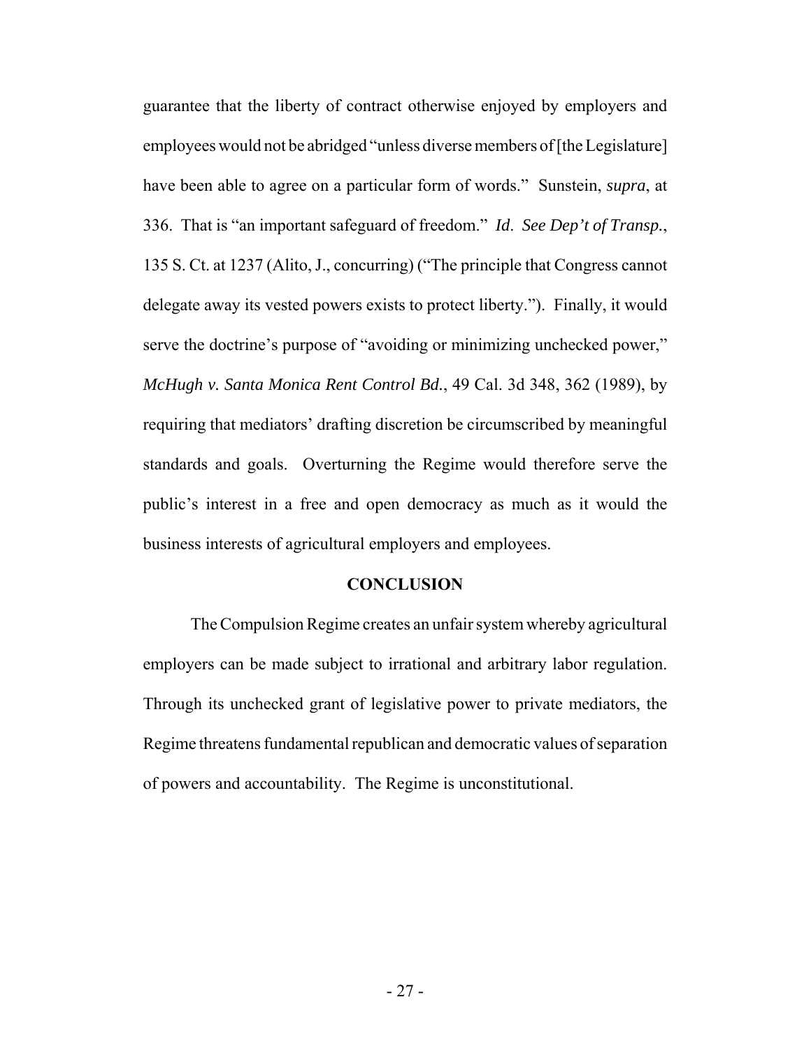guarantee that the liberty of contract otherwise enjoyed by employers and employees would not be abridged "unless diverse members of [the Legislature] have been able to agree on a particular form of words." Sunstein, *supra*, at 336. That is "an important safeguard of freedom." *Id. See Dep't of Transp.*, 135 S. Ct. at 1237 (Alito, J., concurring) ("The principle that Congress cannot delegate away its vested powers exists to protect liberty."). Finally, it would serve the doctrine's purpose of "avoiding or minimizing unchecked power," *McHugh v. Santa Monica Rent Control Bd.*, 49 Cal. 3d 348, 362 (1989), by requiring that mediators' drafting discretion be circumscribed by meaningful standards and goals. Overturning the Regime would therefore serve the public's interest in a free and open democracy as much as it would the business interests of agricultural employers and employees.

## CONCLUSION

The Compulsion Regime creates an unfair system whereby agricultural employers can be made subject to irrational and arbitrary labor regulation. Through its unchecked grant of legislative power to private mediators, the Regime threatens fundamental republican and democratic values of separation of powers and accountability. The Regime is unconstitutional.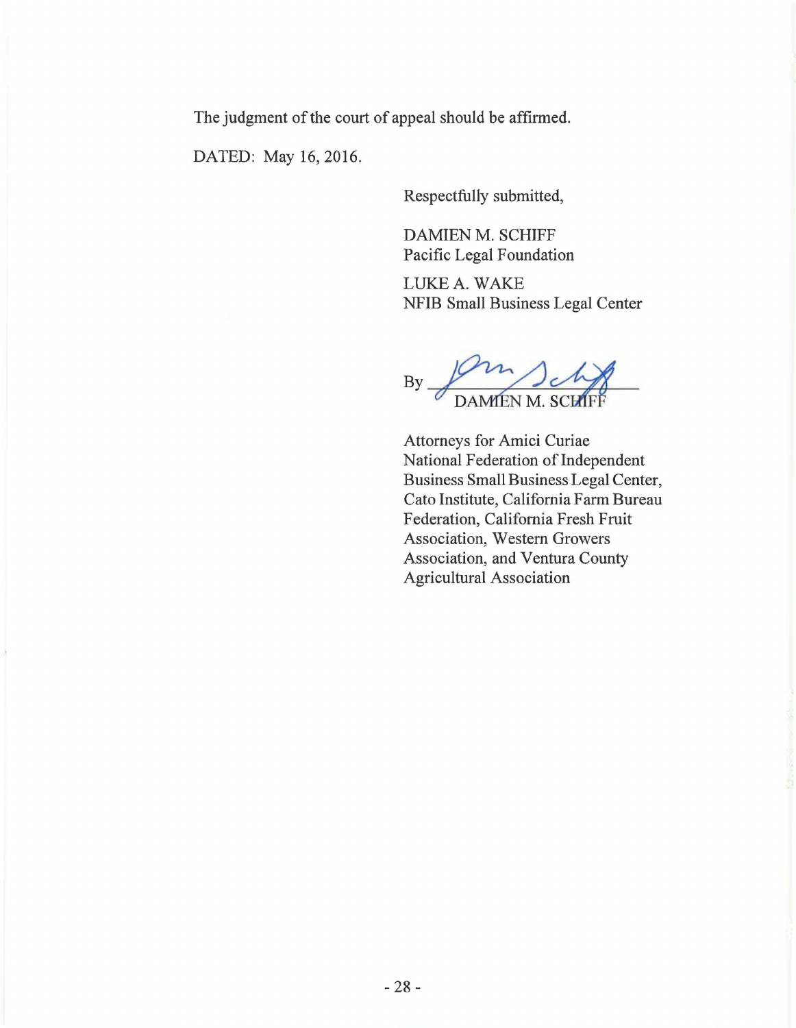The judgment of the court of appeal should be affirmed.

DATED: May 16, 2016.

Respectfully submitted,

DAMIEN M. SCHIFF
Pacific Legal Foundation

LUKE A. WAKE
NFIB Small Business Legal Center

By ______________________
DAMIEN M. SCHIFF

Attorneys for Amici Curiae
National Federation of Independent Business Small Business Legal Center, Cato Institute, California Farm Bureau Federation, California Fresh Fruit Association, Western Growers Association, and Ventura County Agricultural Association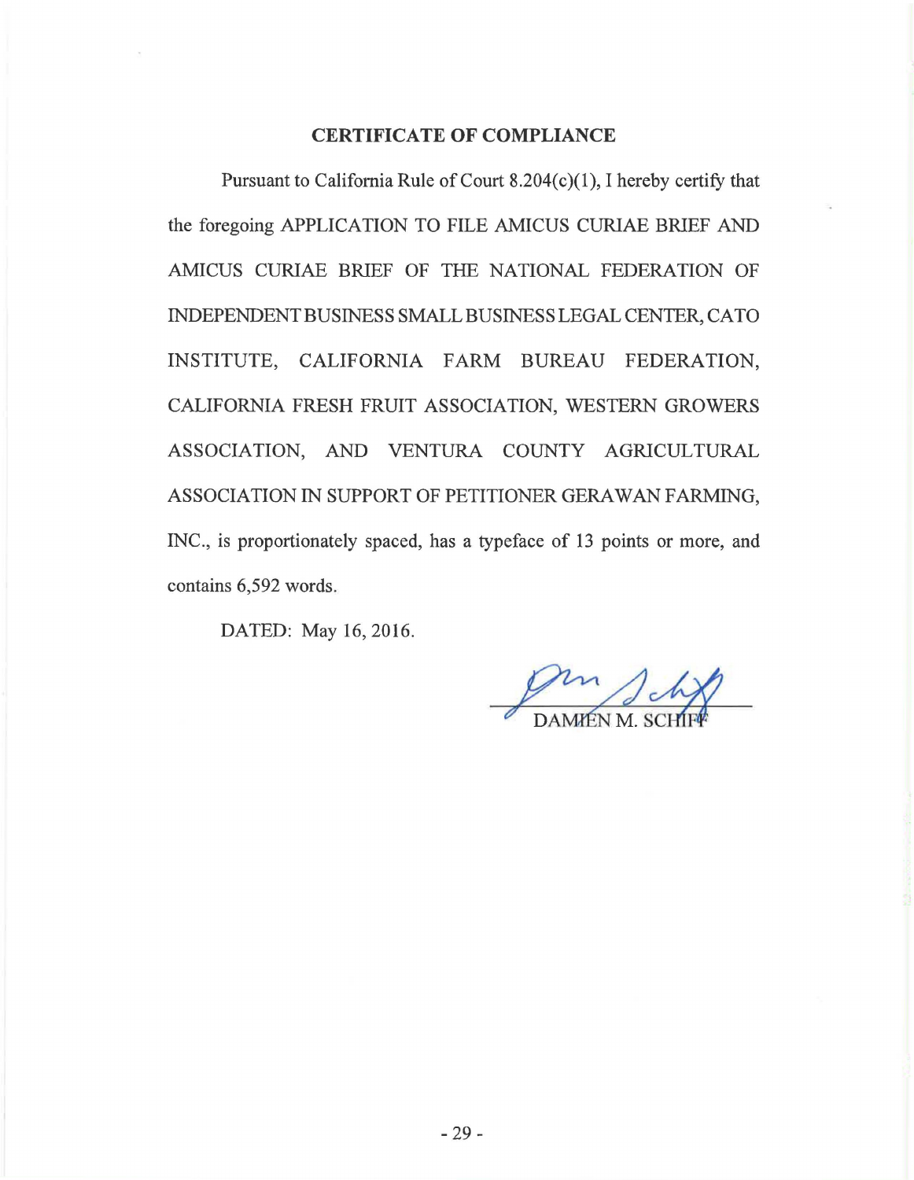# CERTIFICATE OF COMPLIANCE

Pursuant to California Rule of Court 8.204(c)(1), I hereby certify that the foregoing APPLICATION TO FILE AMICUS CURIAE BRIEF AND AMICUS CURIAE BRIEF OF THE NATIONAL FEDERATION OF INDEPENDENT BUSINESS SMALL BUSINESS LEGAL CENTER, CATO INSTITUTE, CALIFORNIA FARM BUREAU FEDERATION, CALIFORNIA FRESH FRUIT ASSOCIATION, WESTERN GROWERS ASSOCIATION, AND VENTURA COUNTY AGRICULTURAL ASSOCIATION IN SUPPORT OF PETITIONER GERAWAN FARMING, INC., is proportionately spaced, has a typeface of 13 points or more, and contains 6,592 words.

DATED: May 16, 2016.

DAMIEN M. SCHIFF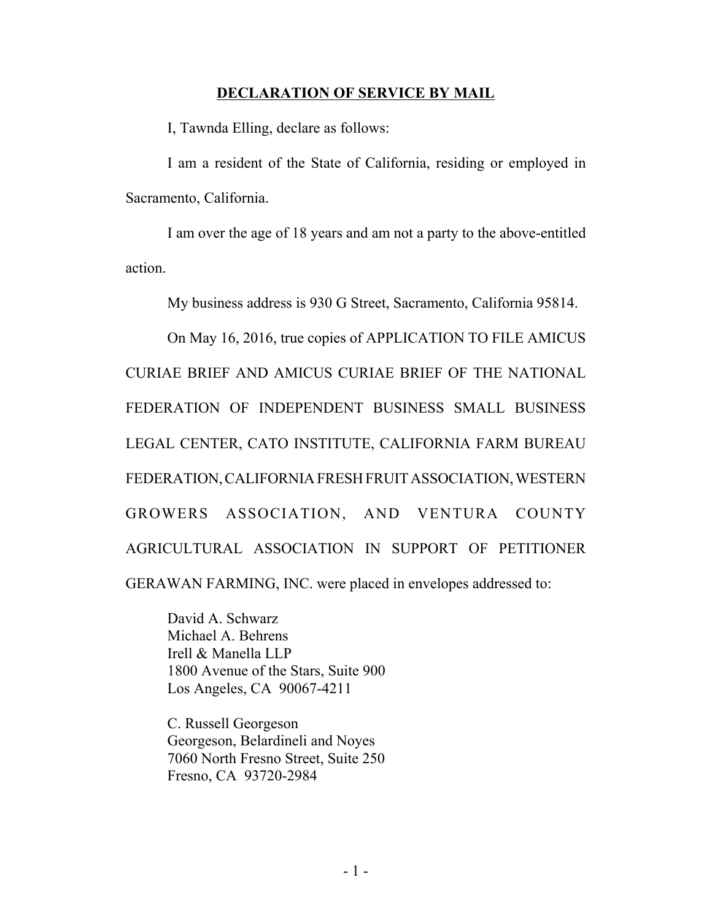## DECLARATION OF SERVICE BY MAIL

I, Tawnda Elling, declare as follows:

I am a resident of the State of California, residing or employed in Sacramento, California.

I am over the age of 18 years and am not a party to the above-entitled action.

My business address is 930 G Street, Sacramento, California 95814.

On May 16, 2016, true copies of APPLICATION TO FILE AMICUS CURIAE BRIEF AND AMICUS CURIAE BRIEF OF THE NATIONAL FEDERATION OF INDEPENDENT BUSINESS SMALL BUSINESS LEGAL CENTER, CATO INSTITUTE, CALIFORNIA FARM BUREAU FEDERATION, CALIFORNIA FRESH FRUIT ASSOCIATION, WESTERN GROWERS ASSOCIATION, AND VENTURA COUNTY AGRICULTURAL ASSOCIATION IN SUPPORT OF PETITIONER GERAWAN FARMING, INC. were placed in envelopes addressed to:

David A. Schwarz
Michael A. Behrens
Irell & Manella LLP
1800 Avenue of the Stars, Suite 900
Los Angeles, CA 90067-4211

C. Russell Georgeson
Georgeson, Belardineli and Noyes
7060 North Fresno Street, Suite 250
Fresno, CA 93720-2984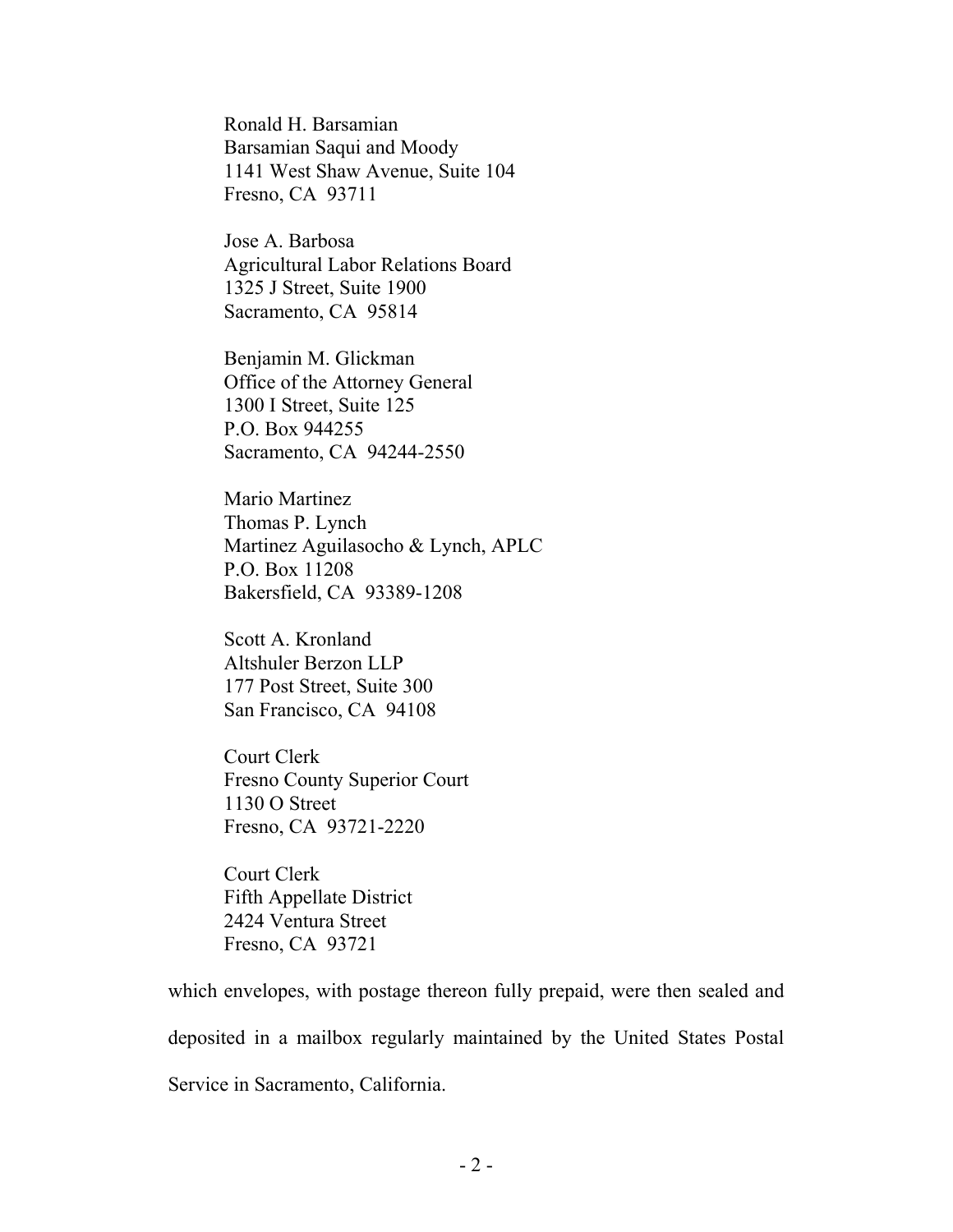Ronald H. Barsamian  
Barsamian Saqui and Moody  
1141 West Shaw Avenue, Suite 104  
Fresno, CA 93711

Jose A. Barbosa  
Agricultural Labor Relations Board  
1325 J Street, Suite 1900  
Sacramento, CA 95814

Benjamin M. Glickman  
Office of the Attorney General  
1300 I Street, Suite 125  
P.O. Box 944255  
Sacramento, CA 94244-2550

Mario Martinez  
Thomas P. Lynch  
Martinez Aguilasocho & Lynch, APLC  
P.O. Box 11208  
Bakersfield, CA 93389-1208

Scott A. Kronland  
Altshuler Berzon LLP  
177 Post Street, Suite 300  
San Francisco, CA 94108

Court Clerk  
Fresno County Superior Court  
1130 O Street  
Fresno, CA 93721-2220

Court Clerk  
Fifth Appellate District  
2424 Ventura Street  
Fresno, CA 93721

which envelopes, with postage thereon fully prepaid, were then sealed and deposited in a mailbox regularly maintained by the United States Postal Service in Sacramento, California.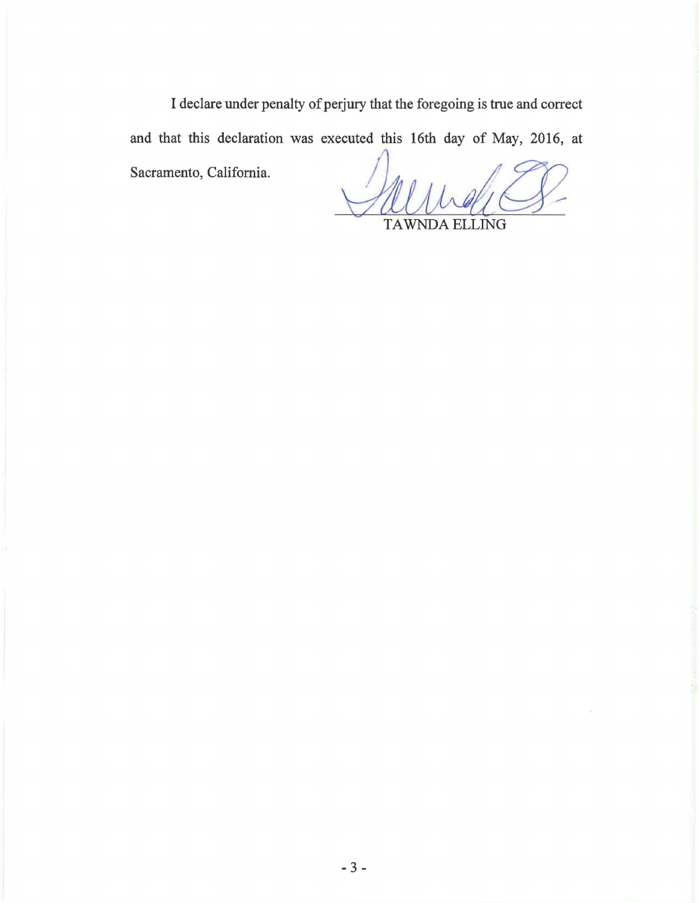I declare under penalty of perjury that the foregoing is true and correct and that this declaration was executed this 16th day of May, 2016, at Sacramento, California.

TAWNDA ELLING